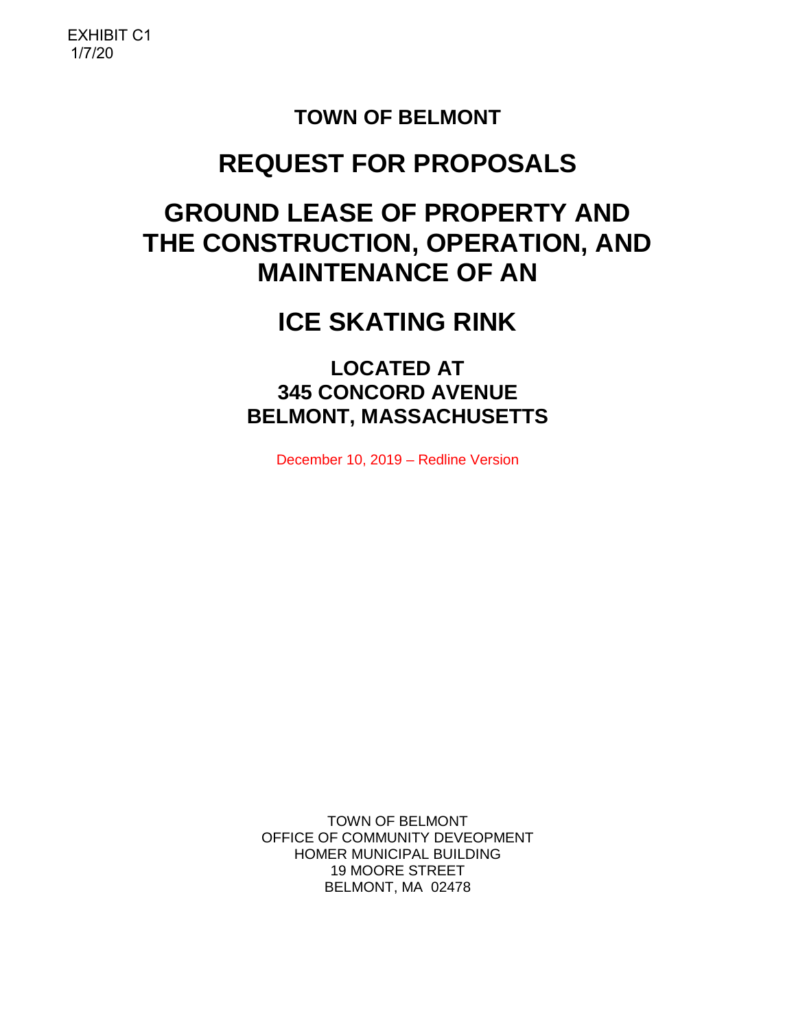EXHIBIT C1
1/7/20

# TOWN OF BELMONT

# REQUEST FOR PROPOSALS

# GROUND LEASE OF PROPERTY AND THE CONSTRUCTION, OPERATION, AND MAINTENANCE OF AN

# ICE SKATING RINK

## LOCATED AT
## 345 CONCORD AVENUE
## BELMONT, MASSACHUSETTS

December 10, 2019 – Redline Version

TOWN OF BELMONT
OFFICE OF COMMUNITY DEVEOPMENT
HOMER MUNICIPAL BUILDING
19 MOORE STREET
BELMONT, MA 02478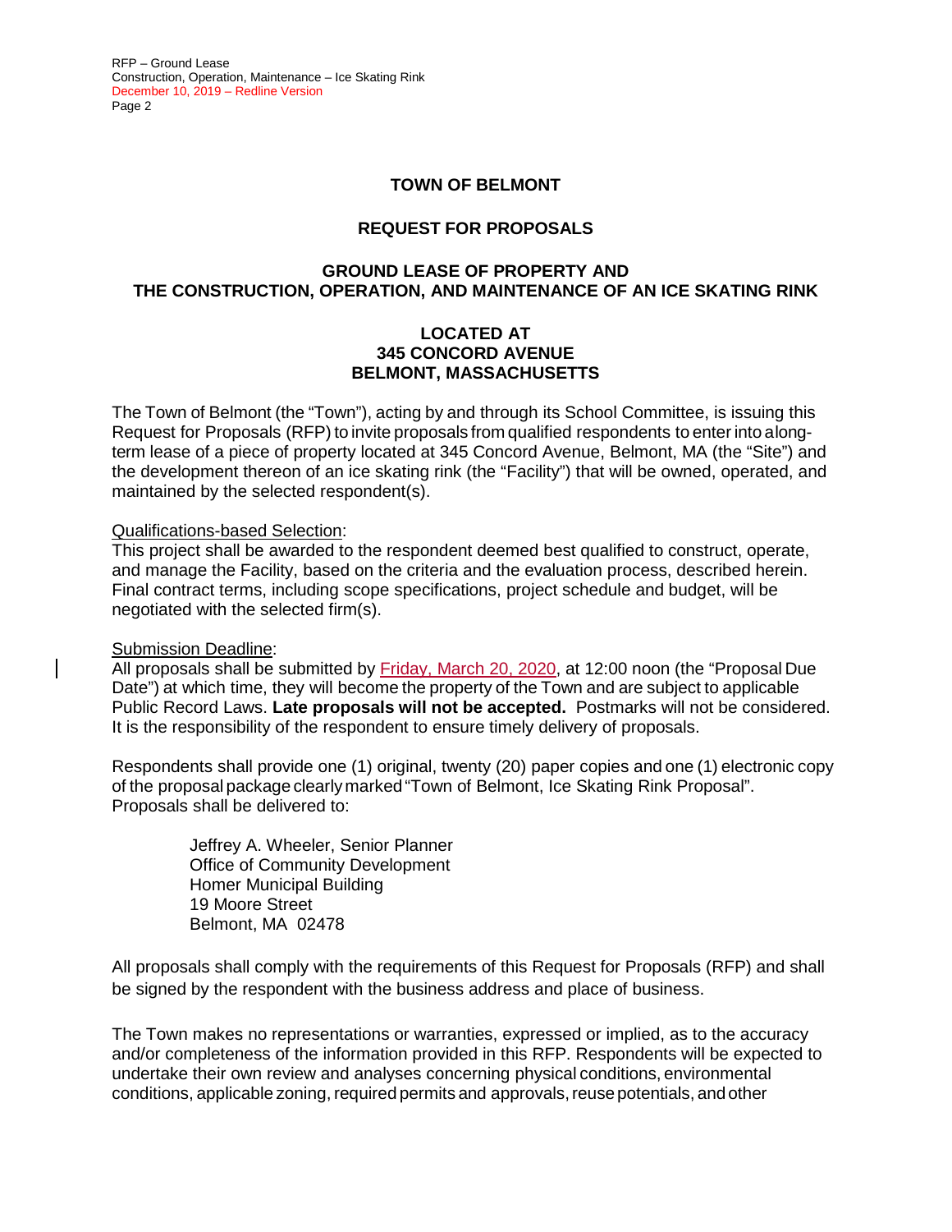# TOWN OF BELMONT

## REQUEST FOR PROPOSALS

## GROUND LEASE OF PROPERTY AND THE CONSTRUCTION, OPERATION, AND MAINTENANCE OF AN ICE SKATING RINK

### LOCATED AT 345 CONCORD AVENUE BELMONT, MASSACHUSETTS

The Town of Belmont (the "Town"), acting by and through its School Committee, is issuing this Request for Proposals (RFP) to invite proposals from qualified respondents to enter into a long-term lease of a piece of property located at 345 Concord Avenue, Belmont, MA (the "Site") and the development thereon of an ice skating rink (the "Facility") that will be owned, operated, and maintained by the selected respondent(s).

Qualifications-based Selection:
This project shall be awarded to the respondent deemed best qualified to construct, operate, and manage the Facility, based on the criteria and the evaluation process, described herein. Final contract terms, including scope specifications, project schedule and budget, will be negotiated with the selected firm(s).

Submission Deadline:
All proposals shall be submitted by Friday, March 20, 2020, at 12:00 noon (the "Proposal Due Date") at which time, they will become the property of the Town and are subject to applicable Public Record Laws. **Late proposals will not be accepted.** Postmarks will not be considered. It is the responsibility of the respondent to ensure timely delivery of proposals.

Respondents shall provide one (1) original, twenty (20) paper copies and one (1) electronic copy of the proposal package clearly marked "Town of Belmont, Ice Skating Rink Proposal". Proposals shall be delivered to:

> Jeffrey A. Wheeler, Senior Planner
> Office of Community Development
> Homer Municipal Building
> 19 Moore Street
> Belmont, MA 02478

All proposals shall comply with the requirements of this Request for Proposals (RFP) and shall be signed by the respondent with the business address and place of business.

The Town makes no representations or warranties, expressed or implied, as to the accuracy and/or completeness of the information provided in this RFP. Respondents will be expected to undertake their own review and analyses concerning physical conditions, environmental conditions, applicable zoning, required permits and approvals, reuse potentials, and other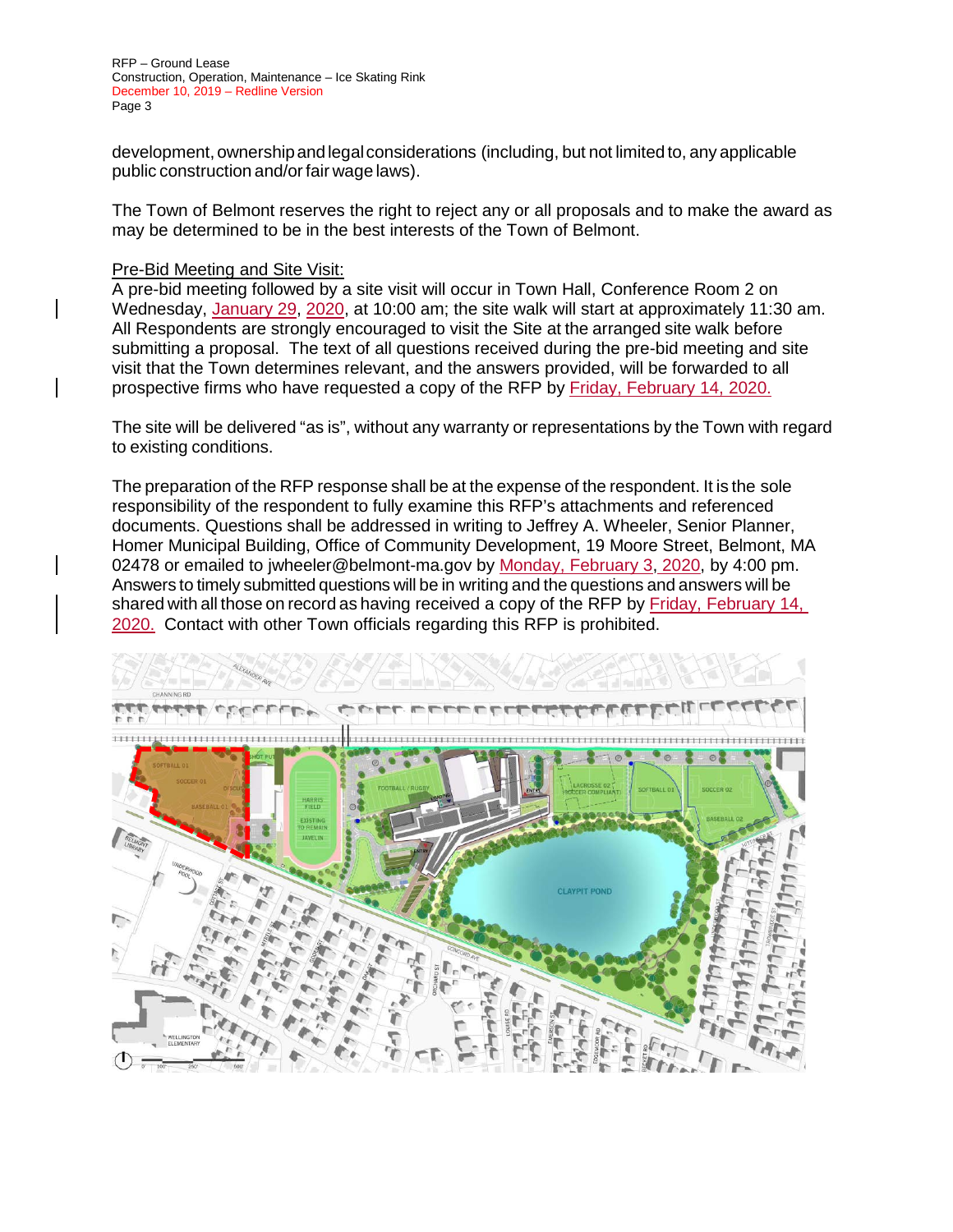development, ownership and legal considerations (including, but not limited to, any applicable public construction and/or fair wage laws).

The Town of Belmont reserves the right to reject any or all proposals and to make the award as may be determined to be in the best interests of the Town of Belmont.

Pre-Bid Meeting and Site Visit:
A pre-bid meeting followed by a site visit will occur in Town Hall, Conference Room 2 on Wednesday, January 29, 2020, at 10:00 am; the site walk will start at approximately 11:30 am. All Respondents are strongly encouraged to visit the Site at the arranged site walk before submitting a proposal. The text of all questions received during the pre-bid meeting and site visit that the Town determines relevant, and the answers provided, will be forwarded to all prospective firms who have requested a copy of the RFP by Friday, February 14, 2020.

The site will be delivered "as is", without any warranty or representations by the Town with regard to existing conditions.

The preparation of the RFP response shall be at the expense of the respondent. It is the sole responsibility of the respondent to fully examine this RFP's attachments and referenced documents. Questions shall be addressed in writing to Jeffrey A. Wheeler, Senior Planner, Homer Municipal Building, Office of Community Development, 19 Moore Street, Belmont, MA 02478 or emailed to jwheeler@belmont-ma.gov by Monday, February 3, 2020, by 4:00 pm. Answers to timely submitted questions will be in writing and the questions and answers will be shared with all those on record as having received a copy of the RFP by Friday, February 14, 2020. Contact with other Town officials regarding this RFP is prohibited.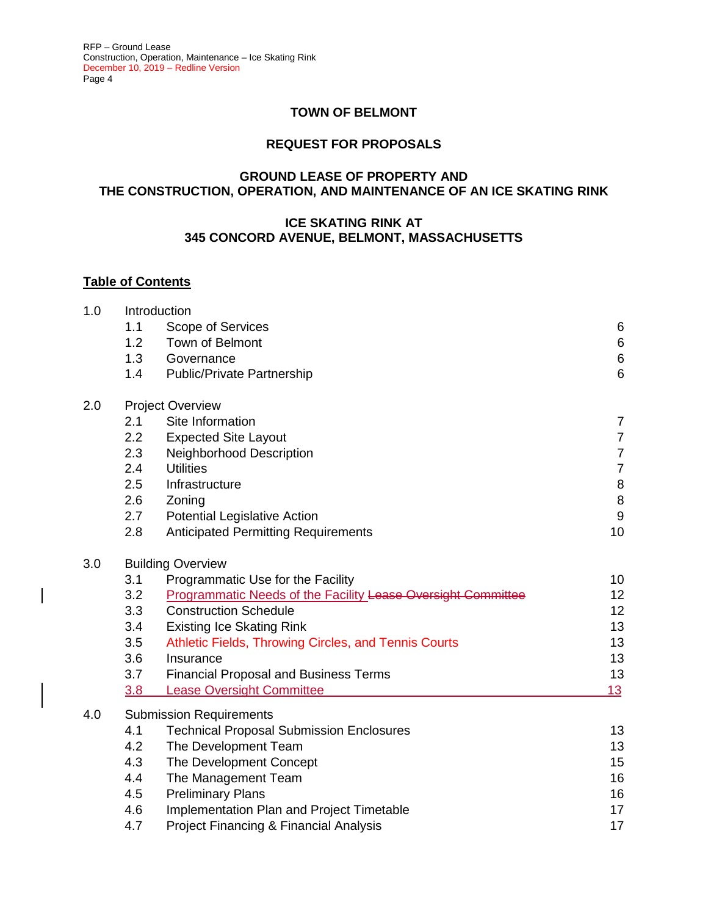**TOWN OF BELMONT**

**REQUEST FOR PROPOSALS**

**GROUND LEASE OF PROPERTY AND THE CONSTRUCTION, OPERATION, AND MAINTENANCE OF AN ICE SKATING RINK**

**ICE SKATING RINK AT 345 CONCORD AVENUE, BELMONT, MASSACHUSETTS**

**Table of Contents**

| | | | |
|---|---|---|---|
| 1.0 | Introduction | | |
| | 1.1 | Scope of Services | 6 |
| | 1.2 | Town of Belmont | 6 |
| | 1.3 | Governance | 6 |
| | 1.4 | Public/Private Partnership | 6 |
| 2.0 | Project Overview | | |
| | 2.1 | Site Information | 7 |
| | 2.2 | Expected Site Layout | 7 |
| | 2.3 | Neighborhood Description | 7 |
| | 2.4 | Utilities | 7 |
| | 2.5 | Infrastructure | 8 |
| | 2.6 | Zoning | 8 |
| | 2.7 | Potential Legislative Action | 9 |
| | 2.8 | Anticipated Permitting Requirements | 10 |
| 3.0 | Building Overview | | |
| | 3.1 | Programmatic Use for the Facility | 10 |
| | 3.2 | Programmatic Needs of the Facility ~~Lease Oversight Committee~~ | 12 |
| | 3.3 | Construction Schedule | 12 |
| | 3.4 | Existing Ice Skating Rink | 13 |
| | 3.5 | Athletic Fields, Throwing Circles, and Tennis Courts | 13 |
| | 3.6 | Insurance | 13 |
| | 3.7 | Financial Proposal and Business Terms | 13 |
| | 3.8 | Lease Oversight Committee | 13 |
| 4.0 | Submission Requirements | | |
| | 4.1 | Technical Proposal Submission Enclosures | 13 |
| | 4.2 | The Development Team | 13 |
| | 4.3 | The Development Concept | 15 |
| | 4.4 | The Management Team | 16 |
| | 4.5 | Preliminary Plans | 16 |
| | 4.6 | Implementation Plan and Project Timetable | 17 |
| | 4.7 | Project Financing & Financial Analysis | 17 |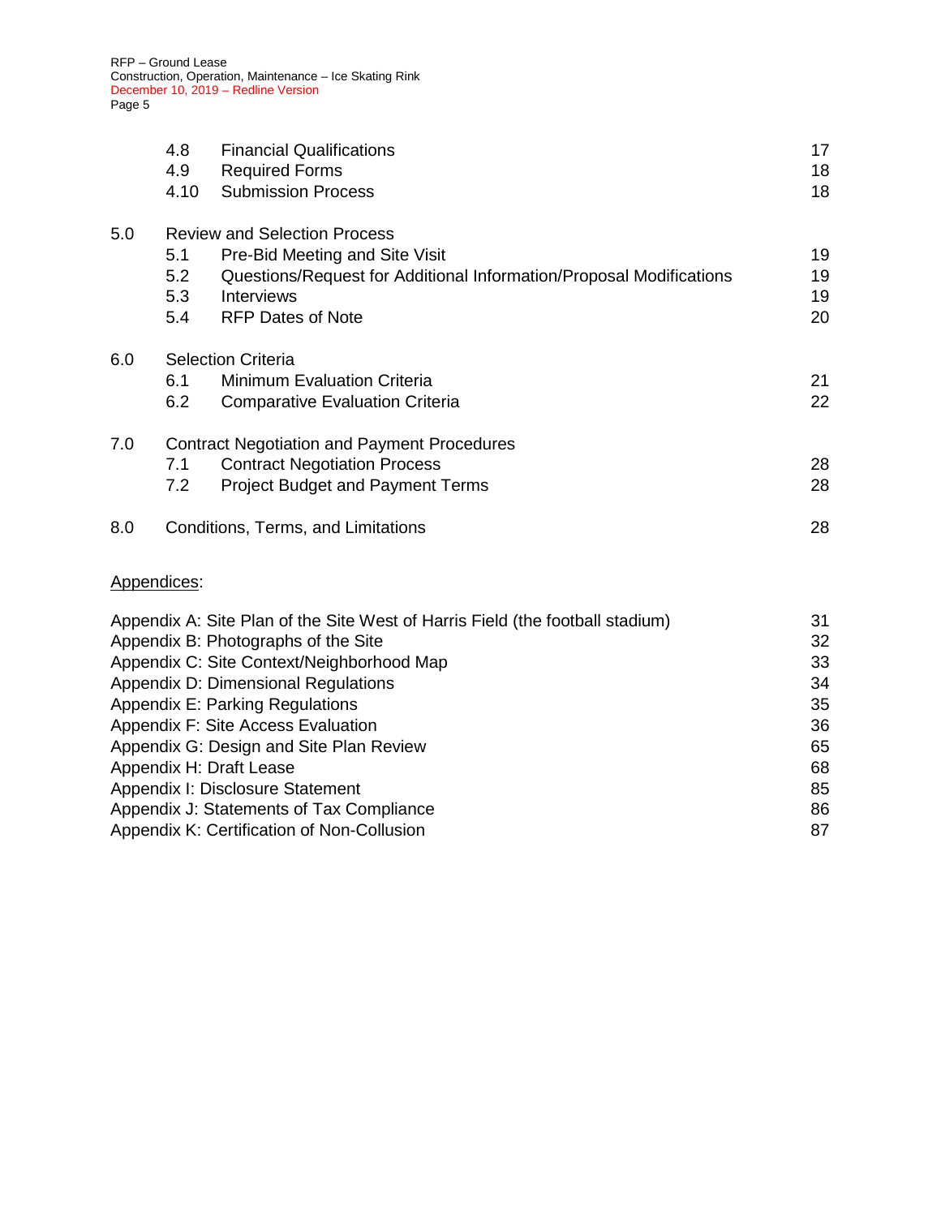| | | | |
|---|---|---|---|
| | 4.8 | Financial Qualifications | 17 |
| | 4.9 | Required Forms | 18 |
| | 4.10 | Submission Process | 18 |
| 5.0 | Review and Selection Process | | |
| | 5.1 | Pre-Bid Meeting and Site Visit | 19 |
| | 5.2 | Questions/Request for Additional Information/Proposal Modifications | 19 |
| | 5.3 | Interviews | 19 |
| | 5.4 | RFP Dates of Note | 20 |
| 6.0 | Selection Criteria | | |
| | 6.1 | Minimum Evaluation Criteria | 21 |
| | 6.2 | Comparative Evaluation Criteria | 22 |
| 7.0 | Contract Negotiation and Payment Procedures | | |
| | 7.1 | Contract Negotiation Process | 28 |
| | 7.2 | Project Budget and Payment Terms | 28 |
| 8.0 | Conditions, Terms, and Limitations | | 28 |

<u>Appendices</u>:

| | |
|---|---|
| Appendix A: Site Plan of the Site West of Harris Field (the football stadium) | 31 |
| Appendix B: Photographs of the Site | 32 |
| Appendix C: Site Context/Neighborhood Map | 33 |
| Appendix D: Dimensional Regulations | 34 |
| Appendix E: Parking Regulations | 35 |
| Appendix F: Site Access Evaluation | 36 |
| Appendix G: Design and Site Plan Review | 65 |
| Appendix H: Draft Lease | 68 |
| Appendix I: Disclosure Statement | 85 |
| Appendix J: Statements of Tax Compliance | 86 |
| Appendix K: Certification of Non-Collusion | 87 |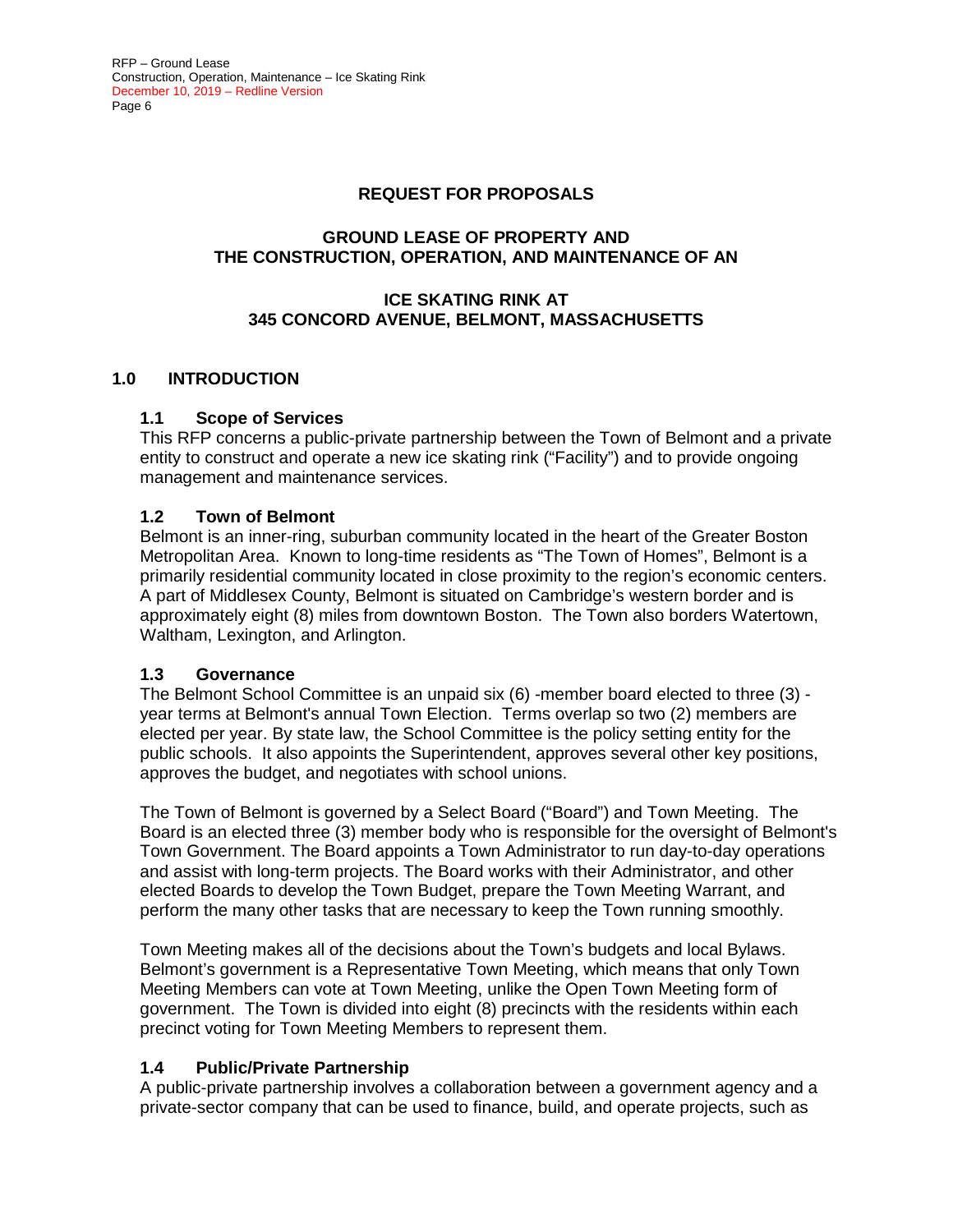## REQUEST FOR PROPOSALS

## GROUND LEASE OF PROPERTY AND THE CONSTRUCTION, OPERATION, AND MAINTENANCE OF AN

## ICE SKATING RINK AT 345 CONCORD AVENUE, BELMONT, MASSACHUSETTS

## 1.0 INTRODUCTION

### 1.1 Scope of Services

This RFP concerns a public-private partnership between the Town of Belmont and a private entity to construct and operate a new ice skating rink ("Facility") and to provide ongoing management and maintenance services.

### 1.2 Town of Belmont

Belmont is an inner-ring, suburban community located in the heart of the Greater Boston Metropolitan Area. Known to long-time residents as "The Town of Homes", Belmont is a primarily residential community located in close proximity to the region's economic centers. A part of Middlesex County, Belmont is situated on Cambridge's western border and is approximately eight (8) miles from downtown Boston. The Town also borders Watertown, Waltham, Lexington, and Arlington.

### 1.3 Governance

The Belmont School Committee is an unpaid six (6) -member board elected to three (3) -year terms at Belmont's annual Town Election. Terms overlap so two (2) members are elected per year. By state law, the School Committee is the policy setting entity for the public schools. It also appoints the Superintendent, approves several other key positions, approves the budget, and negotiates with school unions.

The Town of Belmont is governed by a Select Board ("Board") and Town Meeting. The Board is an elected three (3) member body who is responsible for the oversight of Belmont's Town Government. The Board appoints a Town Administrator to run day-to-day operations and assist with long-term projects. The Board works with their Administrator, and other elected Boards to develop the Town Budget, prepare the Town Meeting Warrant, and perform the many other tasks that are necessary to keep the Town running smoothly.

Town Meeting makes all of the decisions about the Town's budgets and local Bylaws. Belmont's government is a Representative Town Meeting, which means that only Town Meeting Members can vote at Town Meeting, unlike the Open Town Meeting form of government. The Town is divided into eight (8) precincts with the residents within each precinct voting for Town Meeting Members to represent them.

### 1.4 Public/Private Partnership

A public-private partnership involves a collaboration between a government agency and a private-sector company that can be used to finance, build, and operate projects, such as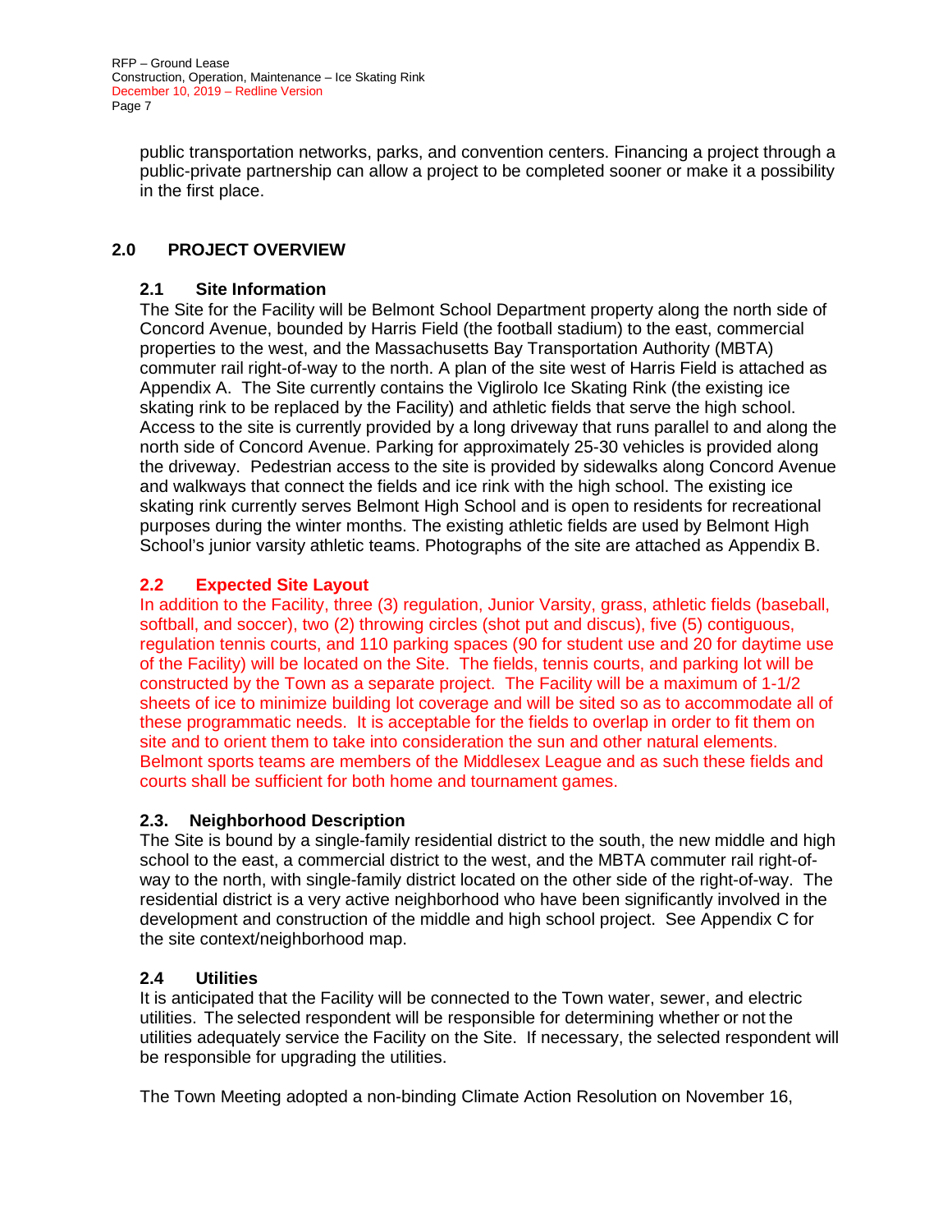public transportation networks, parks, and convention centers. Financing a project through a public-private partnership can allow a project to be completed sooner or make it a possibility in the first place.

## 2.0 PROJECT OVERVIEW

### 2.1 Site Information

The Site for the Facility will be Belmont School Department property along the north side of Concord Avenue, bounded by Harris Field (the football stadium) to the east, commercial properties to the west, and the Massachusetts Bay Transportation Authority (MBTA) commuter rail right-of-way to the north. A plan of the site west of Harris Field is attached as Appendix A. The Site currently contains the Viglirolo Ice Skating Rink (the existing ice skating rink to be replaced by the Facility) and athletic fields that serve the high school. Access to the site is currently provided by a long driveway that runs parallel to and along the north side of Concord Avenue. Parking for approximately 25-30 vehicles is provided along the driveway. Pedestrian access to the site is provided by sidewalks along Concord Avenue and walkways that connect the fields and ice rink with the high school. The existing ice skating rink currently serves Belmont High School and is open to residents for recreational purposes during the winter months. The existing athletic fields are used by Belmont High School's junior varsity athletic teams. Photographs of the site are attached as Appendix B.

### 2.2 Expected Site Layout

In addition to the Facility, three (3) regulation, Junior Varsity, grass, athletic fields (baseball, softball, and soccer), two (2) throwing circles (shot put and discus), five (5) contiguous, regulation tennis courts, and 110 parking spaces (90 for student use and 20 for daytime use of the Facility) will be located on the Site. The fields, tennis courts, and parking lot will be constructed by the Town as a separate project. The Facility will be a maximum of 1-1/2 sheets of ice to minimize building lot coverage and will be sited so as to accommodate all of these programmatic needs. It is acceptable for the fields to overlap in order to fit them on site and to orient them to take into consideration the sun and other natural elements. Belmont sports teams are members of the Middlesex League and as such these fields and courts shall be sufficient for both home and tournament games.

### 2.3. Neighborhood Description

The Site is bound by a single-family residential district to the south, the new middle and high school to the east, a commercial district to the west, and the MBTA commuter rail right-of-way to the north, with single-family district located on the other side of the right-of-way. The residential district is a very active neighborhood who have been significantly involved in the development and construction of the middle and high school project. See Appendix C for the site context/neighborhood map.

### 2.4 Utilities

It is anticipated that the Facility will be connected to the Town water, sewer, and electric utilities. The selected respondent will be responsible for determining whether or not the utilities adequately service the Facility on the Site. If necessary, the selected respondent will be responsible for upgrading the utilities.

The Town Meeting adopted a non-binding Climate Action Resolution on November 16,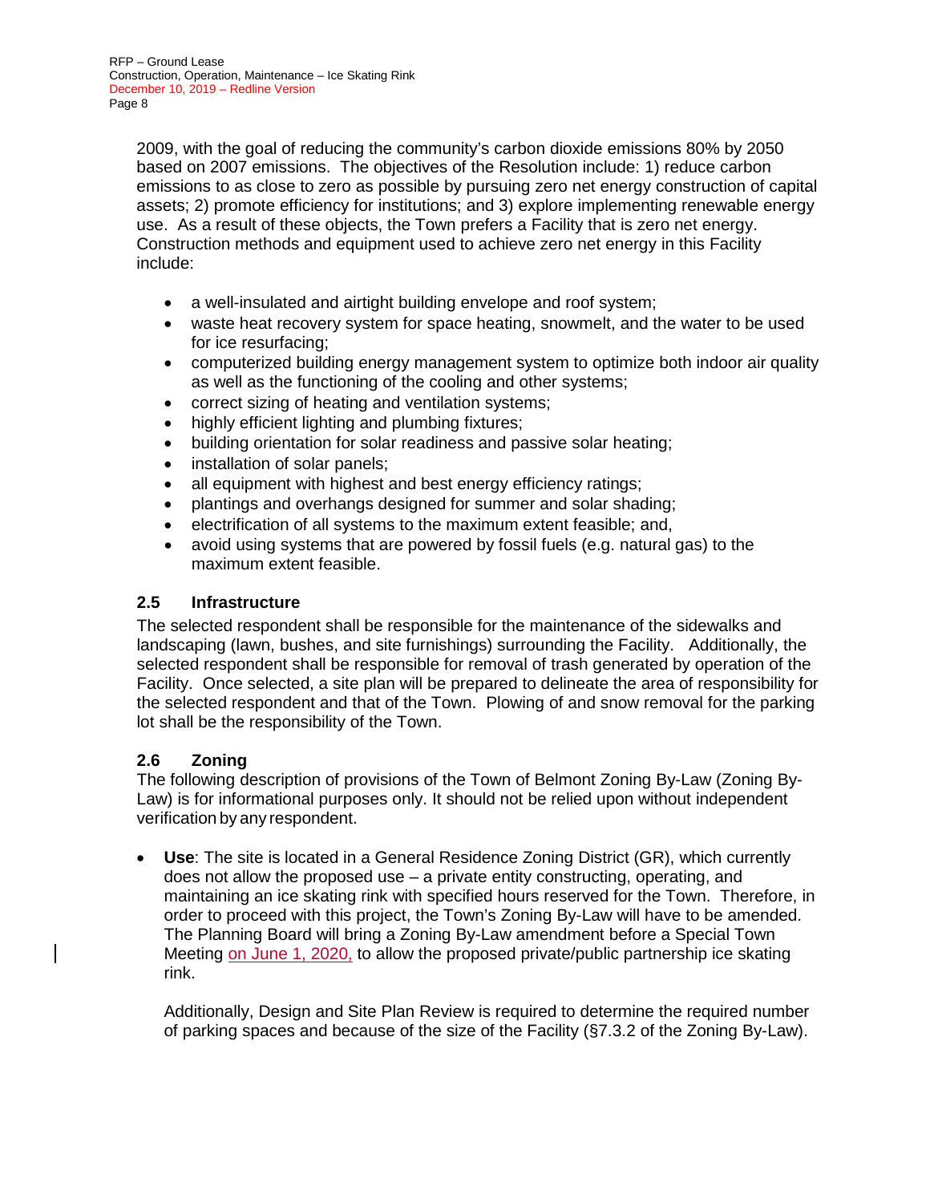2009, with the goal of reducing the community's carbon dioxide emissions 80% by 2050 based on 2007 emissions. The objectives of the Resolution include: 1) reduce carbon emissions to as close to zero as possible by pursuing zero net energy construction of capital assets; 2) promote efficiency for institutions; and 3) explore implementing renewable energy use. As a result of these objects, the Town prefers a Facility that is zero net energy. Construction methods and equipment used to achieve zero net energy in this Facility include:

- a well-insulated and airtight building envelope and roof system;
- waste heat recovery system for space heating, snowmelt, and the water to be used for ice resurfacing;
- computerized building energy management system to optimize both indoor air quality as well as the functioning of the cooling and other systems;
- correct sizing of heating and ventilation systems;
- highly efficient lighting and plumbing fixtures;
- building orientation for solar readiness and passive solar heating;
- installation of solar panels;
- all equipment with highest and best energy efficiency ratings;
- plantings and overhangs designed for summer and solar shading;
- electrification of all systems to the maximum extent feasible; and,
- avoid using systems that are powered by fossil fuels (e.g. natural gas) to the maximum extent feasible.

### 2.5 Infrastructure

The selected respondent shall be responsible for the maintenance of the sidewalks and landscaping (lawn, bushes, and site furnishings) surrounding the Facility. Additionally, the selected respondent shall be responsible for removal of trash generated by operation of the Facility. Once selected, a site plan will be prepared to delineate the area of responsibility for the selected respondent and that of the Town. Plowing of and snow removal for the parking lot shall be the responsibility of the Town.

### 2.6 Zoning

The following description of provisions of the Town of Belmont Zoning By-Law (Zoning By-Law) is for informational purposes only. It should not be relied upon without independent verification by any respondent.

- **Use**: The site is located in a General Residence Zoning District (GR), which currently does not allow the proposed use – a private entity constructing, operating, and maintaining an ice skating rink with specified hours reserved for the Town. Therefore, in order to proceed with this project, the Town's Zoning By-Law will have to be amended. The Planning Board will bring a Zoning By-Law amendment before a Special Town Meeting on June 1, 2020, to allow the proposed private/public partnership ice skating rink.

  Additionally, Design and Site Plan Review is required to determine the required number of parking spaces and because of the size of the Facility (§7.3.2 of the Zoning By-Law).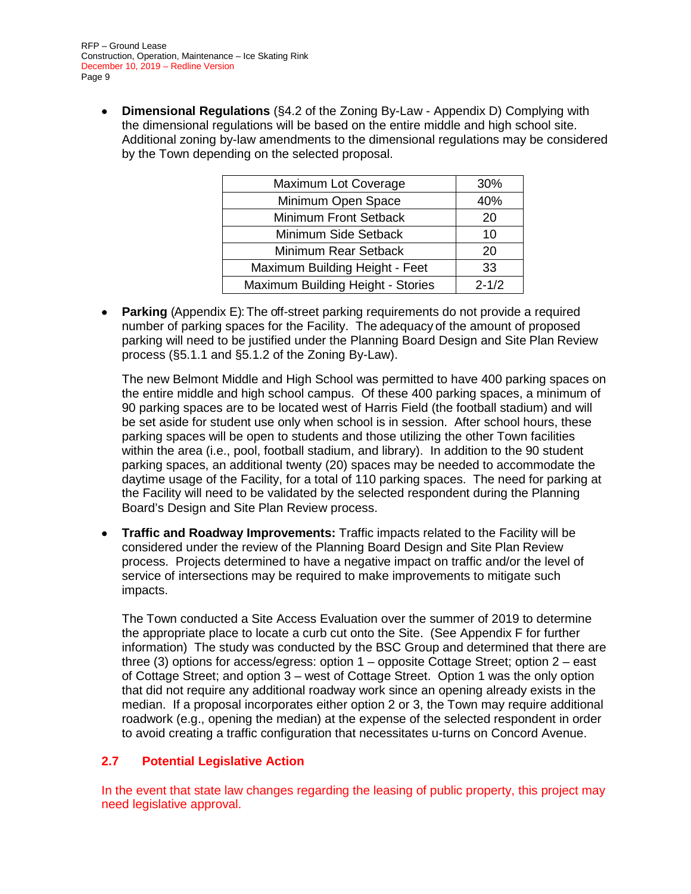- **Dimensional Regulations** (§4.2 of the Zoning By-Law - Appendix D) Complying with the dimensional regulations will be based on the entire middle and high school site. Additional zoning by-law amendments to the dimensional regulations may be considered by the Town depending on the selected proposal.

| Maximum Lot Coverage | 30% |
|---|---|
| Minimum Open Space | 40% |
| Minimum Front Setback | 20 |
| Minimum Side Setback | 10 |
| Minimum Rear Setback | 20 |
| Maximum Building Height - Feet | 33 |
| Maximum Building Height - Stories | 2-1/2 |

- **Parking** (Appendix E): The off-street parking requirements do not provide a required number of parking spaces for the Facility. The adequacy of the amount of proposed parking will need to be justified under the Planning Board Design and Site Plan Review process (§5.1.1 and §5.1.2 of the Zoning By-Law).

  The new Belmont Middle and High School was permitted to have 400 parking spaces on the entire middle and high school campus. Of these 400 parking spaces, a minimum of 90 parking spaces are to be located west of Harris Field (the football stadium) and will be set aside for student use only when school is in session. After school hours, these parking spaces will be open to students and those utilizing the other Town facilities within the area (i.e., pool, football stadium, and library). In addition to the 90 student parking spaces, an additional twenty (20) spaces may be needed to accommodate the daytime usage of the Facility, for a total of 110 parking spaces. The need for parking at the Facility will need to be validated by the selected respondent during the Planning Board's Design and Site Plan Review process.

- **Traffic and Roadway Improvements:** Traffic impacts related to the Facility will be considered under the review of the Planning Board Design and Site Plan Review process. Projects determined to have a negative impact on traffic and/or the level of service of intersections may be required to make improvements to mitigate such impacts.

  The Town conducted a Site Access Evaluation over the summer of 2019 to determine the appropriate place to locate a curb cut onto the Site. (See Appendix F for further information) The study was conducted by the BSC Group and determined that there are three (3) options for access/egress: option 1 – opposite Cottage Street; option 2 – east of Cottage Street; and option 3 – west of Cottage Street. Option 1 was the only option that did not require any additional roadway work since an opening already exists in the median. If a proposal incorporates either option 2 or 3, the Town may require additional roadwork (e.g., opening the median) at the expense of the selected respondent in order to avoid creating a traffic configuration that necessitates u-turns on Concord Avenue.

### 2.7 Potential Legislative Action

In the event that state law changes regarding the leasing of public property, this project may need legislative approval.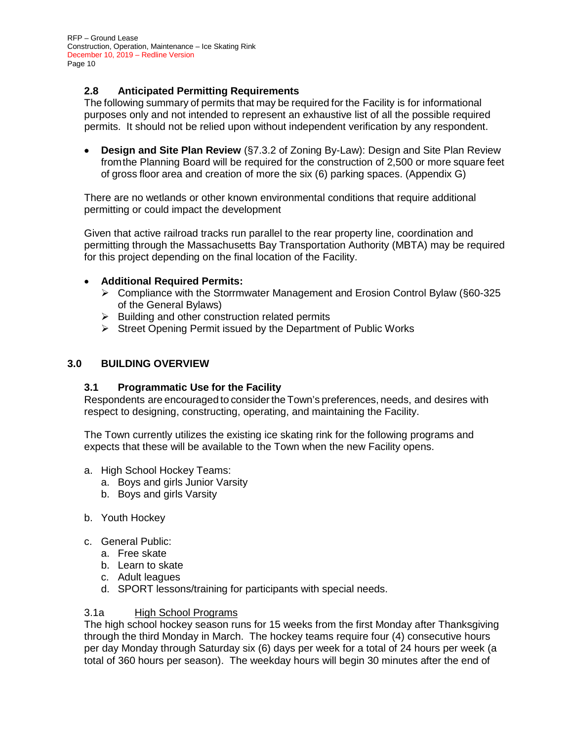### 2.8 Anticipated Permitting Requirements

The following summary of permits that may be required for the Facility is for informational purposes only and not intended to represent an exhaustive list of all the possible required permits. It should not be relied upon without independent verification by any respondent.

- **Design and Site Plan Review** (§7.3.2 of Zoning By-Law): Design and Site Plan Review from the Planning Board will be required for the construction of 2,500 or more square feet of gross floor area and creation of more the six (6) parking spaces. (Appendix G)

There are no wetlands or other known environmental conditions that require additional permitting or could impact the development

Given that active railroad tracks run parallel to the rear property line, coordination and permitting through the Massachusetts Bay Transportation Authority (MBTA) may be required for this project depending on the final location of the Facility.

- **Additional Required Permits:**
  - Compliance with the Storrmwater Management and Erosion Control Bylaw (§60-325 of the General Bylaws)
  - Building and other construction related permits
  - Street Opening Permit issued by the Department of Public Works

## 3.0 BUILDING OVERVIEW

### 3.1 Programmatic Use for the Facility

Respondents are encouraged to consider the Town's preferences, needs, and desires with respect to designing, constructing, operating, and maintaining the Facility.

The Town currently utilizes the existing ice skating rink for the following programs and expects that these will be available to the Town when the new Facility opens.

a. High School Hockey Teams:
   a. Boys and girls Junior Varsity
   b. Boys and girls Varsity

b. Youth Hockey

c. General Public:
   a. Free skate
   b. Learn to skate
   c. Adult leagues
   d. SPORT lessons/training for participants with special needs.

3.1a <u>High School Programs</u>

The high school hockey season runs for 15 weeks from the first Monday after Thanksgiving through the third Monday in March. The hockey teams require four (4) consecutive hours per day Monday through Saturday six (6) days per week for a total of 24 hours per week (a total of 360 hours per season). The weekday hours will begin 30 minutes after the end of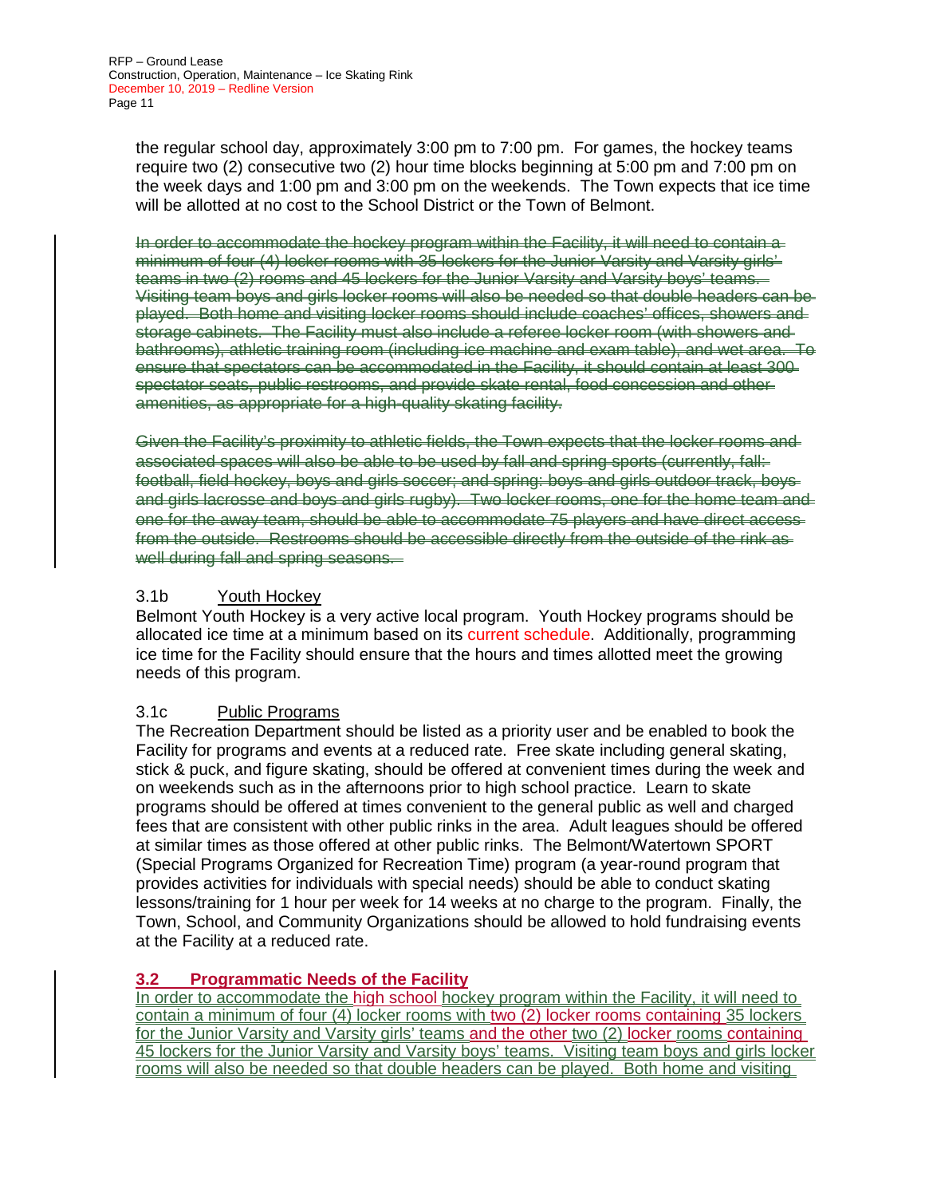the regular school day, approximately 3:00 pm to 7:00 pm. For games, the hockey teams require two (2) consecutive two (2) hour time blocks beginning at 5:00 pm and 7:00 pm on the week days and 1:00 pm and 3:00 pm on the weekends. The Town expects that ice time will be allotted at no cost to the School District or the Town of Belmont.

~~In order to accommodate the hockey program within the Facility, it will need to contain a minimum of four (4) locker rooms with 35 lockers for the Junior Varsity and Varsity girls' teams in two (2) rooms and 45 lockers for the Junior Varsity and Varsity boys' teams. Visiting team boys and girls locker rooms will also be needed so that double headers can be played. Both home and visiting locker rooms should include coaches' offices, showers and storage cabinets. The Facility must also include a referee locker room (with showers and bathrooms), athletic training room (including ice machine and exam table), and wet area. To ensure that spectators can be accommodated in the Facility, it should contain at least 300 spectator seats, public restrooms, and provide skate rental, food concession and other amenities, as appropriate for a high-quality skating facility.~~

~~Given the Facility's proximity to athletic fields, the Town expects that the locker rooms and associated spaces will also be able to be used by fall and spring sports (currently, fall: football, field hockey, boys and girls soccer; and spring: boys and girls outdoor track, boys and girls lacrosse and boys and girls rugby). Two locker rooms, one for the home team and one for the away team, should be able to accommodate 75 players and have direct access from the outside. Restrooms should be accessible directly from the outside of the rink as well during fall and spring seasons.~~

### 3.1b Youth Hockey

Belmont Youth Hockey is a very active local program. Youth Hockey programs should be allocated ice time at a minimum based on its current schedule. Additionally, programming ice time for the Facility should ensure that the hours and times allotted meet the growing needs of this program.

### 3.1c Public Programs

The Recreation Department should be listed as a priority user and be enabled to book the Facility for programs and events at a reduced rate. Free skate including general skating, stick & puck, and figure skating, should be offered at convenient times during the week and on weekends such as in the afternoons prior to high school practice. Learn to skate programs should be offered at times convenient to the general public as well and charged fees that are consistent with other public rinks in the area. Adult leagues should be offered at similar times as those offered at other public rinks. The Belmont/Watertown SPORT (Special Programs Organized for Recreation Time) program (a year-round program that provides activities for individuals with special needs) should be able to conduct skating lessons/training for 1 hour per week for 14 weeks at no charge to the program. Finally, the Town, School, and Community Organizations should be allowed to hold fundraising events at the Facility at a reduced rate.

## 3.2 Programmatic Needs of the Facility

In order to accommodate the high school hockey program within the Facility, it will need to contain a minimum of four (4) locker rooms with two (2) locker rooms containing 35 lockers for the Junior Varsity and Varsity girls' teams and the other two (2) locker rooms containing 45 lockers for the Junior Varsity and Varsity boys' teams. Visiting team boys and girls locker rooms will also be needed so that double headers can be played. Both home and visiting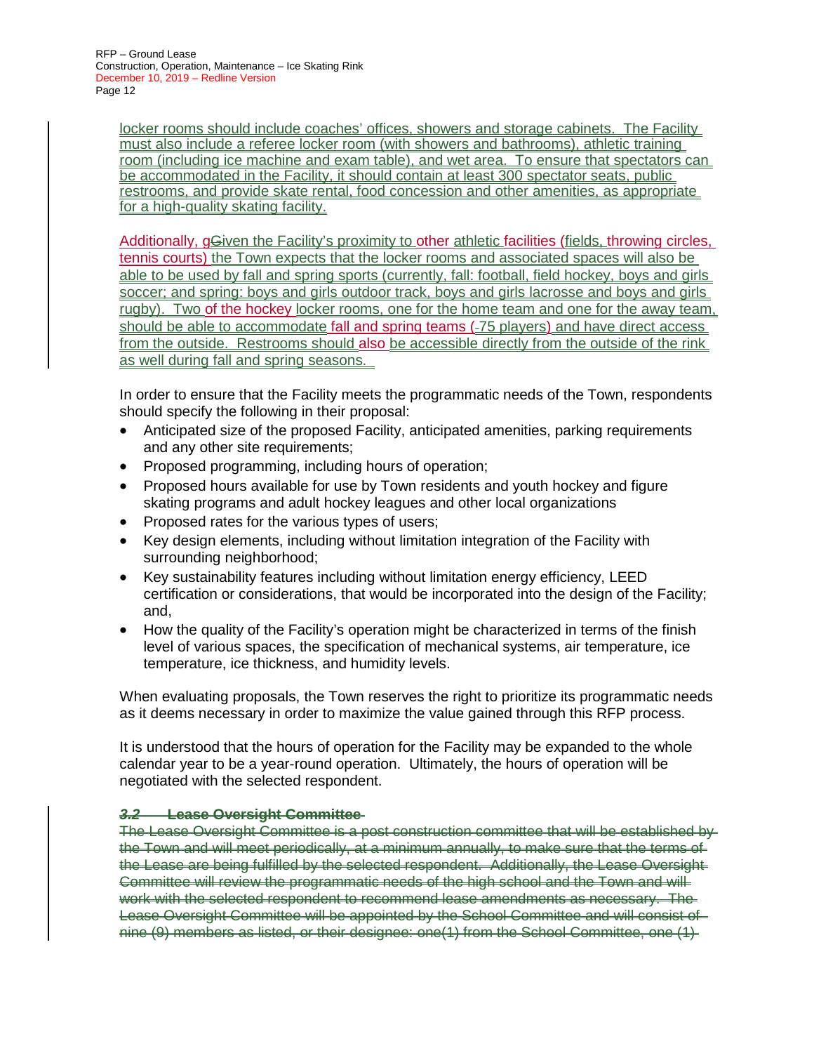locker rooms should include coaches' offices, showers and storage cabinets. The Facility must also include a referee locker room (with showers and bathrooms), athletic training room (including ice machine and exam table), and wet area. To ensure that spectators can be accommodated in the Facility, it should contain at least 300 spectator seats, public restrooms, and provide skate rental, food concession and other amenities, as appropriate for a high-quality skating facility.

Additionally, g~~G~~iven the Facility's proximity to other athletic facilities (fields, throwing circles, tennis courts) the Town expects that the locker rooms and associated spaces will also be able to be used by fall and spring sports (currently, fall: football, field hockey, boys and girls soccer; and spring: boys and girls outdoor track, boys and girls lacrosse and boys and girls rugby). Two of the hockey locker rooms, one for the home team and one for the away team, should be able to accommodate fall and spring teams (~~-~~75 players) and have direct access from the outside. Restrooms should also be accessible directly from the outside of the rink as well during fall and spring seasons.

In order to ensure that the Facility meets the programmatic needs of the Town, respondents should specify the following in their proposal:

- Anticipated size of the proposed Facility, anticipated amenities, parking requirements and any other site requirements;
- Proposed programming, including hours of operation;
- Proposed hours available for use by Town residents and youth hockey and figure skating programs and adult hockey leagues and other local organizations
- Proposed rates for the various types of users;
- Key design elements, including without limitation integration of the Facility with surrounding neighborhood;
- Key sustainability features including without limitation energy efficiency, LEED certification or considerations, that would be incorporated into the design of the Facility; and,
- How the quality of the Facility's operation might be characterized in terms of the finish level of various spaces, the specification of mechanical systems, air temperature, ice temperature, ice thickness, and humidity levels.

When evaluating proposals, the Town reserves the right to prioritize its programmatic needs as it deems necessary in order to maximize the value gained through this RFP process.

It is understood that the hours of operation for the Facility may be expanded to the whole calendar year to be a year-round operation. Ultimately, the hours of operation will be negotiated with the selected respondent.

### ~~3.2 Lease Oversight Committee~~

~~The Lease Oversight Committee is a post construction committee that will be established by the Town and will meet periodically, at a minimum annually, to make sure that the terms of the Lease are being fulfilled by the selected respondent. Additionally, the Lease Oversight Committee will review the programmatic needs of the high school and the Town and will work with the selected respondent to recommend lease amendments as necessary. The Lease Oversight Committee will be appointed by the School Committee and will consist of nine (9) members as listed, or their designee: one(1) from the School Committee, one (1)~~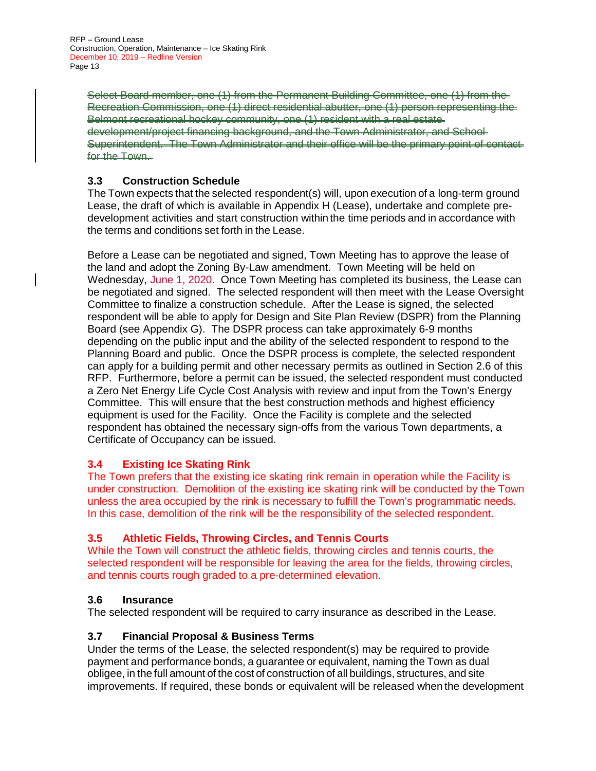~~Select Board member, one (1) from the Permanent Building Committee, one (1) from the Recreation Commission, one (1) direct residential abutter, one (1) person representing the Belmont recreational hockey community, one (1) resident with a real estate development/project financing background, and the Town Administrator, and School Superintendent. The Town Administrator and their office will be the primary point of contact for the Town.~~

### 3.3 Construction Schedule

The Town expects that the selected respondent(s) will, upon execution of a long-term ground Lease, the draft of which is available in Appendix H (Lease), undertake and complete pre-development activities and start construction within the time periods and in accordance with the terms and conditions set forth in the Lease.

Before a Lease can be negotiated and signed, Town Meeting has to approve the lease of the land and adopt the Zoning By-Law amendment. Town Meeting will be held on Wednesday, June 1, 2020. Once Town Meeting has completed its business, the Lease can be negotiated and signed. The selected respondent will then meet with the Lease Oversight Committee to finalize a construction schedule. After the Lease is signed, the selected respondent will be able to apply for Design and Site Plan Review (DSPR) from the Planning Board (see Appendix G). The DSPR process can take approximately 6-9 months depending on the public input and the ability of the selected respondent to respond to the Planning Board and public. Once the DSPR process is complete, the selected respondent can apply for a building permit and other necessary permits as outlined in Section 2.6 of this RFP. Furthermore, before a permit can be issued, the selected respondent must conducted a Zero Net Energy Life Cycle Cost Analysis with review and input from the Town's Energy Committee. This will ensure that the best construction methods and highest efficiency equipment is used for the Facility. Once the Facility is complete and the selected respondent has obtained the necessary sign-offs from the various Town departments, a Certificate of Occupancy can be issued.

### 3.4 Existing Ice Skating Rink

The Town prefers that the existing ice skating rink remain in operation while the Facility is under construction. Demolition of the existing ice skating rink will be conducted by the Town unless the area occupied by the rink is necessary to fulfill the Town's programmatic needs. In this case, demolition of the rink will be the responsibility of the selected respondent.

### 3.5 Athletic Fields, Throwing Circles, and Tennis Courts

While the Town will construct the athletic fields, throwing circles and tennis courts, the selected respondent will be responsible for leaving the area for the fields, throwing circles, and tennis courts rough graded to a pre-determined elevation.

### 3.6 Insurance

The selected respondent will be required to carry insurance as described in the Lease.

### 3.7 Financial Proposal & Business Terms

Under the terms of the Lease, the selected respondent(s) may be required to provide payment and performance bonds, a guarantee or equivalent, naming the Town as dual obligee, in the full amount of the cost of construction of all buildings, structures, and site improvements. If required, these bonds or equivalent will be released when the development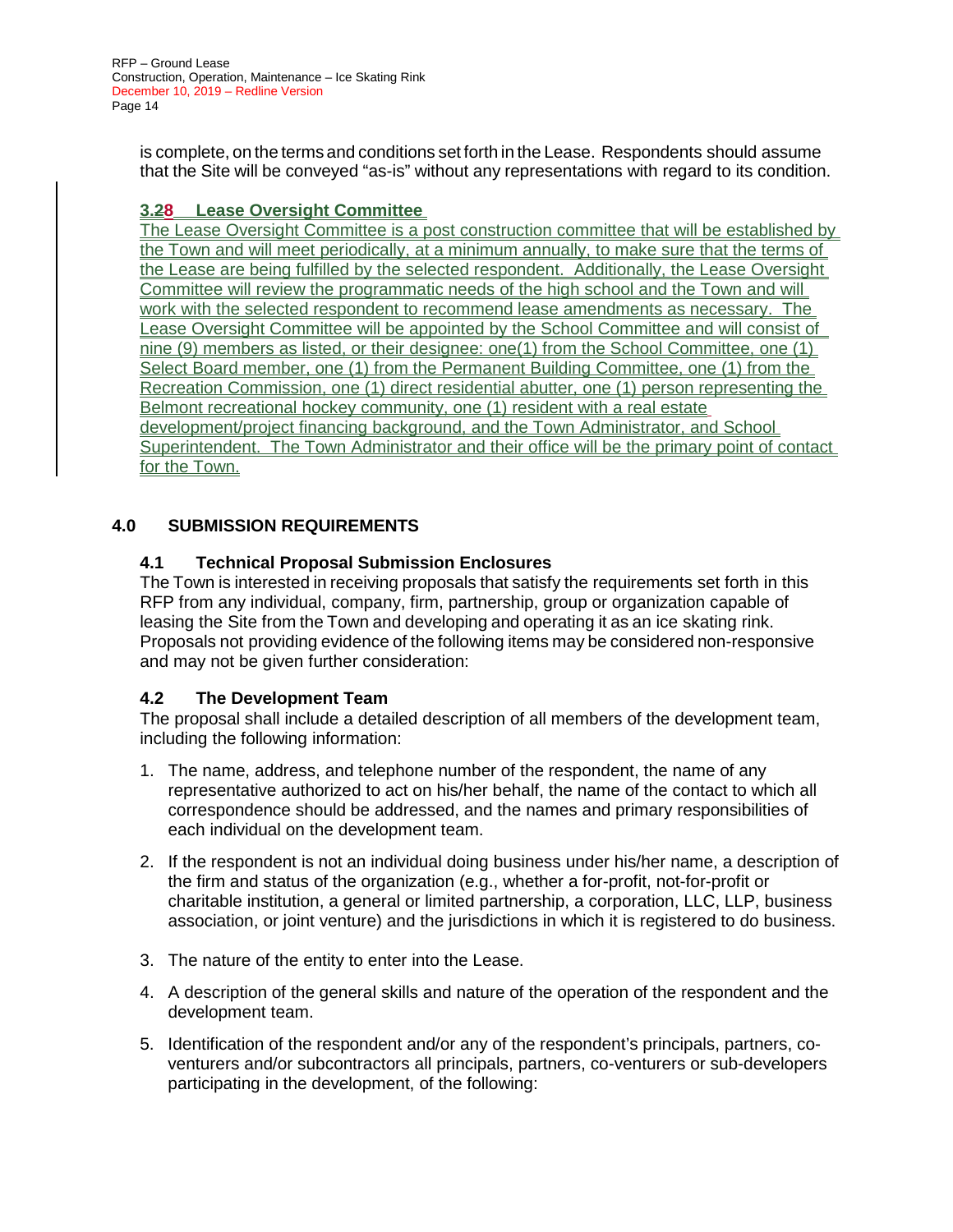is complete, on the terms and conditions set forth in the Lease. Respondents should assume that the Site will be conveyed "as-is" without any representations with regard to its condition.

### 3.28 Lease Oversight Committee

The Lease Oversight Committee is a post construction committee that will be established by the Town and will meet periodically, at a minimum annually, to make sure that the terms of the Lease are being fulfilled by the selected respondent. Additionally, the Lease Oversight Committee will review the programmatic needs of the high school and the Town and will work with the selected respondent to recommend lease amendments as necessary. The Lease Oversight Committee will be appointed by the School Committee and will consist of nine (9) members as listed, or their designee: one(1) from the School Committee, one (1) Select Board member, one (1) from the Permanent Building Committee, one (1) from the Recreation Commission, one (1) direct residential abutter, one (1) person representing the Belmont recreational hockey community, one (1) resident with a real estate development/project financing background, and the Town Administrator, and School Superintendent. The Town Administrator and their office will be the primary point of contact for the Town.

## 4.0 SUBMISSION REQUIREMENTS

### 4.1 Technical Proposal Submission Enclosures

The Town is interested in receiving proposals that satisfy the requirements set forth in this RFP from any individual, company, firm, partnership, group or organization capable of leasing the Site from the Town and developing and operating it as an ice skating rink. Proposals not providing evidence of the following items may be considered non-responsive and may not be given further consideration:

### 4.2 The Development Team

The proposal shall include a detailed description of all members of the development team, including the following information:

1. The name, address, and telephone number of the respondent, the name of any representative authorized to act on his/her behalf, the name of the contact to which all correspondence should be addressed, and the names and primary responsibilities of each individual on the development team.
2. If the respondent is not an individual doing business under his/her name, a description of the firm and status of the organization (e.g., whether a for-profit, not-for-profit or charitable institution, a general or limited partnership, a corporation, LLC, LLP, business association, or joint venture) and the jurisdictions in which it is registered to do business.
3. The nature of the entity to enter into the Lease.
4. A description of the general skills and nature of the operation of the respondent and the development team.
5. Identification of the respondent and/or any of the respondent's principals, partners, co-venturers and/or subcontractors all principals, partners, co-venturers or sub-developers participating in the development, of the following: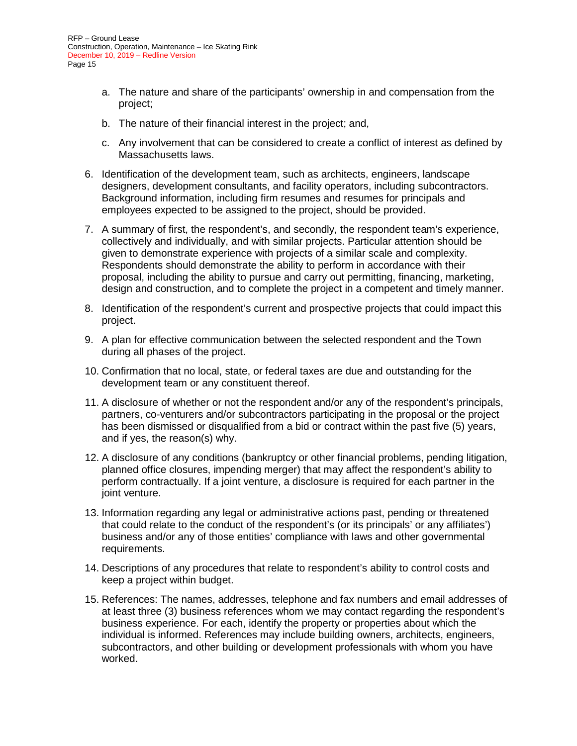a. The nature and share of the participants' ownership in and compensation from the project;

   b. The nature of their financial interest in the project; and,

   c. Any involvement that can be considered to create a conflict of interest as defined by Massachusetts laws.

6. Identification of the development team, such as architects, engineers, landscape designers, development consultants, and facility operators, including subcontractors. Background information, including firm resumes and resumes for principals and employees expected to be assigned to the project, should be provided.

7. A summary of first, the respondent's, and secondly, the respondent team's experience, collectively and individually, and with similar projects. Particular attention should be given to demonstrate experience with projects of a similar scale and complexity. Respondents should demonstrate the ability to perform in accordance with their proposal, including the ability to pursue and carry out permitting, financing, marketing, design and construction, and to complete the project in a competent and timely manner.

8. Identification of the respondent's current and prospective projects that could impact this project.

9. A plan for effective communication between the selected respondent and the Town during all phases of the project.

10. Confirmation that no local, state, or federal taxes are due and outstanding for the development team or any constituent thereof.

11. A disclosure of whether or not the respondent and/or any of the respondent's principals, partners, co-venturers and/or subcontractors participating in the proposal or the project has been dismissed or disqualified from a bid or contract within the past five (5) years, and if yes, the reason(s) why.

12. A disclosure of any conditions (bankruptcy or other financial problems, pending litigation, planned office closures, impending merger) that may affect the respondent's ability to perform contractually. If a joint venture, a disclosure is required for each partner in the joint venture.

13. Information regarding any legal or administrative actions past, pending or threatened that could relate to the conduct of the respondent's (or its principals' or any affiliates') business and/or any of those entities' compliance with laws and other governmental requirements.

14. Descriptions of any procedures that relate to respondent's ability to control costs and keep a project within budget.

15. References: The names, addresses, telephone and fax numbers and email addresses of at least three (3) business references whom we may contact regarding the respondent's business experience. For each, identify the property or properties about which the individual is informed. References may include building owners, architects, engineers, subcontractors, and other building or development professionals with whom you have worked.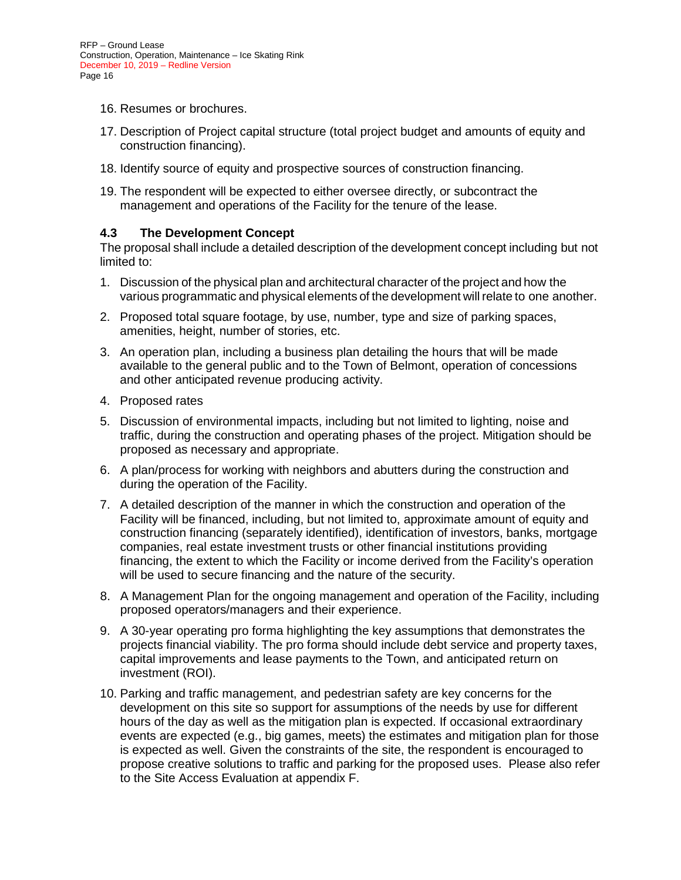16. Resumes or brochures.

17. Description of Project capital structure (total project budget and amounts of equity and construction financing).

18. Identify source of equity and prospective sources of construction financing.

19. The respondent will be expected to either oversee directly, or subcontract the management and operations of the Facility for the tenure of the lease.

### 4.3 The Development Concept

The proposal shall include a detailed description of the development concept including but not limited to:

1. Discussion of the physical plan and architectural character of the project and how the various programmatic and physical elements of the development will relate to one another.

2. Proposed total square footage, by use, number, type and size of parking spaces, amenities, height, number of stories, etc.

3. An operation plan, including a business plan detailing the hours that will be made available to the general public and to the Town of Belmont, operation of concessions and other anticipated revenue producing activity.

4. Proposed rates

5. Discussion of environmental impacts, including but not limited to lighting, noise and traffic, during the construction and operating phases of the project. Mitigation should be proposed as necessary and appropriate.

6. A plan/process for working with neighbors and abutters during the construction and during the operation of the Facility.

7. A detailed description of the manner in which the construction and operation of the Facility will be financed, including, but not limited to, approximate amount of equity and construction financing (separately identified), identification of investors, banks, mortgage companies, real estate investment trusts or other financial institutions providing financing, the extent to which the Facility or income derived from the Facility's operation will be used to secure financing and the nature of the security.

8. A Management Plan for the ongoing management and operation of the Facility, including proposed operators/managers and their experience.

9. A 30-year operating pro forma highlighting the key assumptions that demonstrates the projects financial viability. The pro forma should include debt service and property taxes, capital improvements and lease payments to the Town, and anticipated return on investment (ROI).

10. Parking and traffic management, and pedestrian safety are key concerns for the development on this site so support for assumptions of the needs by use for different hours of the day as well as the mitigation plan is expected. If occasional extraordinary events are expected (e.g., big games, meets) the estimates and mitigation plan for those is expected as well. Given the constraints of the site, the respondent is encouraged to propose creative solutions to traffic and parking for the proposed uses. Please also refer to the Site Access Evaluation at appendix F.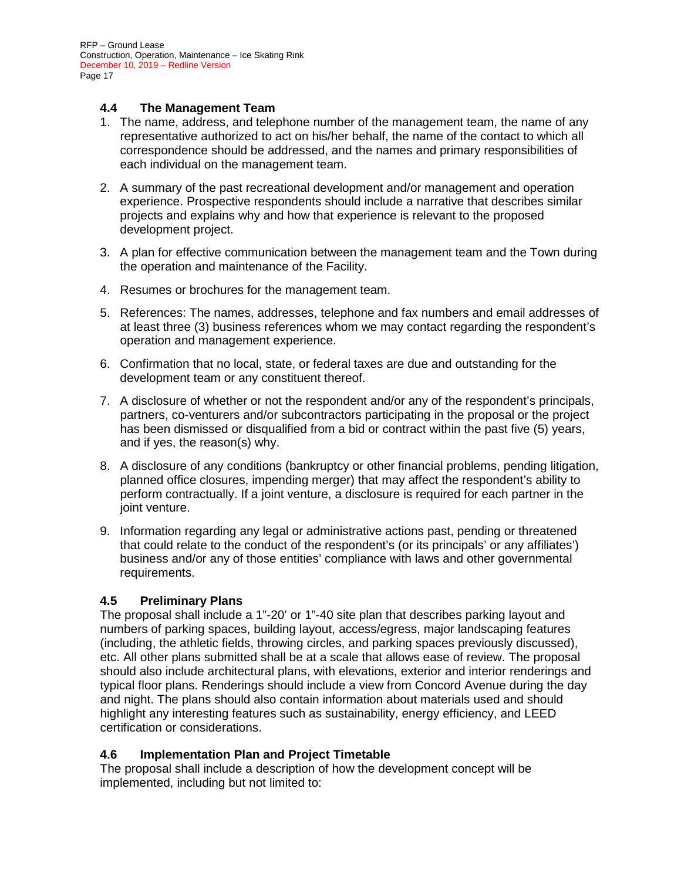### 4.4 The Management Team

1. The name, address, and telephone number of the management team, the name of any representative authorized to act on his/her behalf, the name of the contact to which all correspondence should be addressed, and the names and primary responsibilities of each individual on the management team.

2. A summary of the past recreational development and/or management and operation experience. Prospective respondents should include a narrative that describes similar projects and explains why and how that experience is relevant to the proposed development project.

3. A plan for effective communication between the management team and the Town during the operation and maintenance of the Facility.

4. Resumes or brochures for the management team.

5. References: The names, addresses, telephone and fax numbers and email addresses of at least three (3) business references whom we may contact regarding the respondent's operation and management experience.

6. Confirmation that no local, state, or federal taxes are due and outstanding for the development team or any constituent thereof.

7. A disclosure of whether or not the respondent and/or any of the respondent's principals, partners, co-venturers and/or subcontractors participating in the proposal or the project has been dismissed or disqualified from a bid or contract within the past five (5) years, and if yes, the reason(s) why.

8. A disclosure of any conditions (bankruptcy or other financial problems, pending litigation, planned office closures, impending merger) that may affect the respondent's ability to perform contractually. If a joint venture, a disclosure is required for each partner in the joint venture.

9. Information regarding any legal or administrative actions past, pending or threatened that could relate to the conduct of the respondent's (or its principals' or any affiliates') business and/or any of those entities' compliance with laws and other governmental requirements.

### 4.5 Preliminary Plans

The proposal shall include a 1"-20' or 1"-40 site plan that describes parking layout and numbers of parking spaces, building layout, access/egress, major landscaping features (including, the athletic fields, throwing circles, and parking spaces previously discussed), etc. All other plans submitted shall be at a scale that allows ease of review. The proposal should also include architectural plans, with elevations, exterior and interior renderings and typical floor plans. Renderings should include a view from Concord Avenue during the day and night. The plans should also contain information about materials used and should highlight any interesting features such as sustainability, energy efficiency, and LEED certification or considerations.

### 4.6 Implementation Plan and Project Timetable

The proposal shall include a description of how the development concept will be implemented, including but not limited to: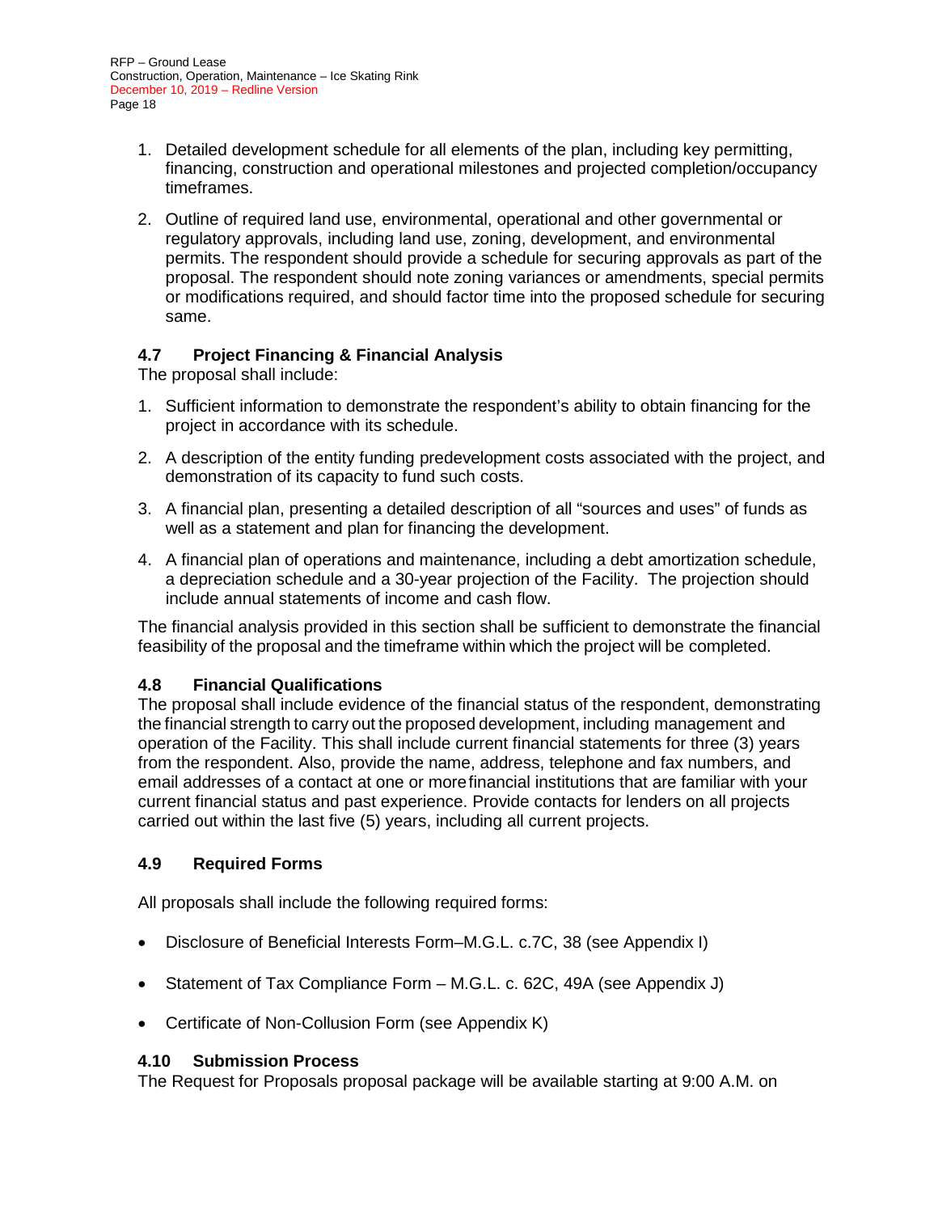1. Detailed development schedule for all elements of the plan, including key permitting, financing, construction and operational milestones and projected completion/occupancy timeframes.
2. Outline of required land use, environmental, operational and other governmental or regulatory approvals, including land use, zoning, development, and environmental permits. The respondent should provide a schedule for securing approvals as part of the proposal. The respondent should note zoning variances or amendments, special permits or modifications required, and should factor time into the proposed schedule for securing same.

### 4.7 Project Financing & Financial Analysis

The proposal shall include:

1. Sufficient information to demonstrate the respondent's ability to obtain financing for the project in accordance with its schedule.
2. A description of the entity funding predevelopment costs associated with the project, and demonstration of its capacity to fund such costs.
3. A financial plan, presenting a detailed description of all "sources and uses" of funds as well as a statement and plan for financing the development.
4. A financial plan of operations and maintenance, including a debt amortization schedule, a depreciation schedule and a 30-year projection of the Facility. The projection should include annual statements of income and cash flow.

The financial analysis provided in this section shall be sufficient to demonstrate the financial feasibility of the proposal and the timeframe within which the project will be completed.

### 4.8 Financial Qualifications

The proposal shall include evidence of the financial status of the respondent, demonstrating the financial strength to carry out the proposed development, including management and operation of the Facility. This shall include current financial statements for three (3) years from the respondent. Also, provide the name, address, telephone and fax numbers, and email addresses of a contact at one or more financial institutions that are familiar with your current financial status and past experience. Provide contacts for lenders on all projects carried out within the last five (5) years, including all current projects.

### 4.9 Required Forms

All proposals shall include the following required forms:

- Disclosure of Beneficial Interests Form–M.G.L. c.7C, 38 (see Appendix I)
- Statement of Tax Compliance Form – M.G.L. c. 62C, 49A (see Appendix J)
- Certificate of Non-Collusion Form (see Appendix K)

### 4.10 Submission Process

The Request for Proposals proposal package will be available starting at 9:00 A.M. on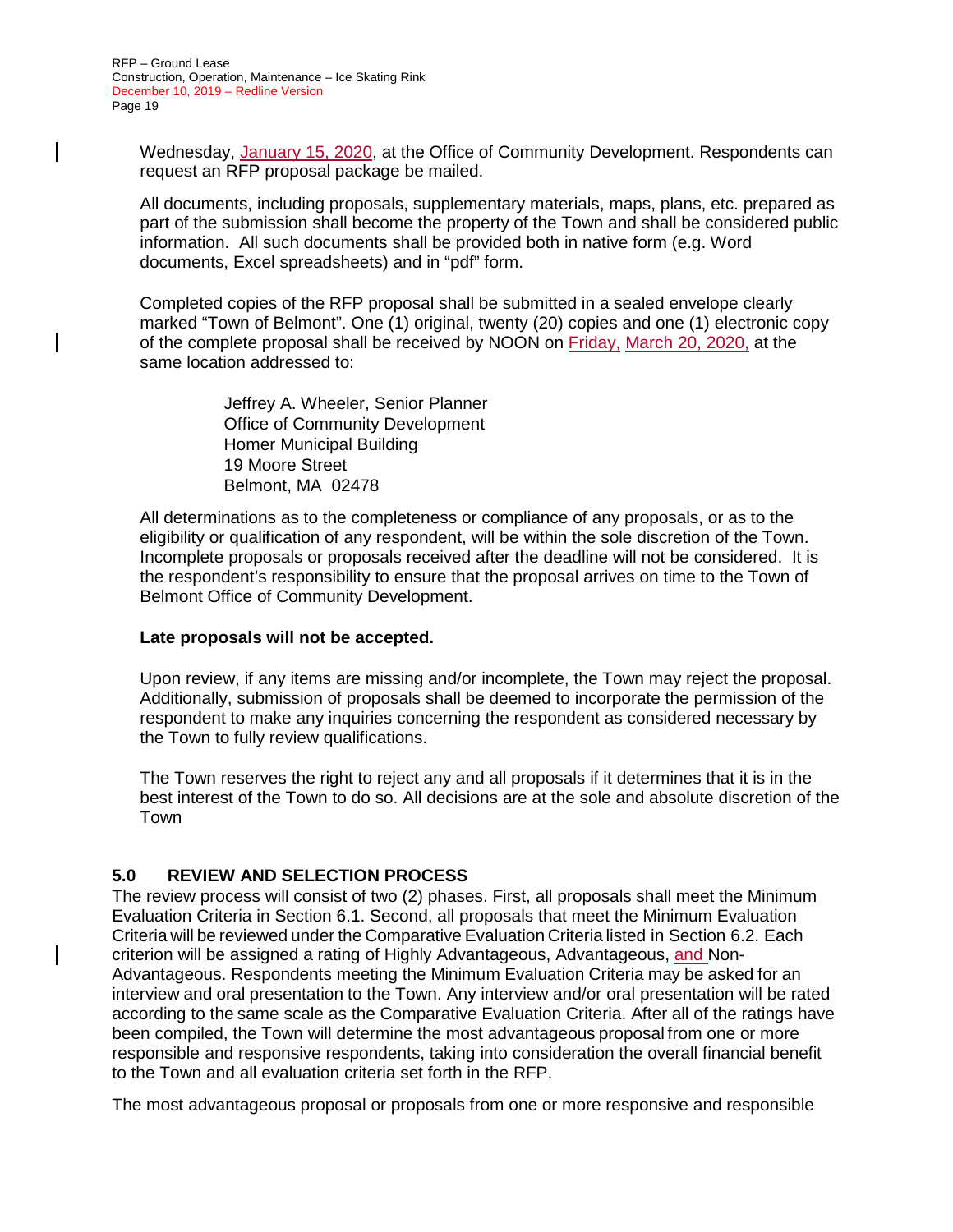Wednesday, January 15, 2020, at the Office of Community Development. Respondents can request an RFP proposal package be mailed.

All documents, including proposals, supplementary materials, maps, plans, etc. prepared as part of the submission shall become the property of the Town and shall be considered public information. All such documents shall be provided both in native form (e.g. Word documents, Excel spreadsheets) and in "pdf" form.

Completed copies of the RFP proposal shall be submitted in a sealed envelope clearly marked "Town of Belmont". One (1) original, twenty (20) copies and one (1) electronic copy of the complete proposal shall be received by NOON on Friday, March 20, 2020, at the same location addressed to:

> Jeffrey A. Wheeler, Senior Planner
> Office of Community Development
> Homer Municipal Building
> 19 Moore Street
> Belmont, MA 02478

All determinations as to the completeness or compliance of any proposals, or as to the eligibility or qualification of any respondent, will be within the sole discretion of the Town. Incomplete proposals or proposals received after the deadline will not be considered. It is the respondent's responsibility to ensure that the proposal arrives on time to the Town of Belmont Office of Community Development.

**Late proposals will not be accepted.**

Upon review, if any items are missing and/or incomplete, the Town may reject the proposal. Additionally, submission of proposals shall be deemed to incorporate the permission of the respondent to make any inquiries concerning the respondent as considered necessary by the Town to fully review qualifications.

The Town reserves the right to reject any and all proposals if it determines that it is in the best interest of the Town to do so. All decisions are at the sole and absolute discretion of the Town

## 5.0 REVIEW AND SELECTION PROCESS

The review process will consist of two (2) phases. First, all proposals shall meet the Minimum Evaluation Criteria in Section 6.1. Second, all proposals that meet the Minimum Evaluation Criteria will be reviewed under the Comparative Evaluation Criteria listed in Section 6.2. Each criterion will be assigned a rating of Highly Advantageous, Advantageous, and Non-Advantageous. Respondents meeting the Minimum Evaluation Criteria may be asked for an interview and oral presentation to the Town. Any interview and/or oral presentation will be rated according to the same scale as the Comparative Evaluation Criteria. After all of the ratings have been compiled, the Town will determine the most advantageous proposal from one or more responsible and responsive respondents, taking into consideration the overall financial benefit to the Town and all evaluation criteria set forth in the RFP.

The most advantageous proposal or proposals from one or more responsive and responsible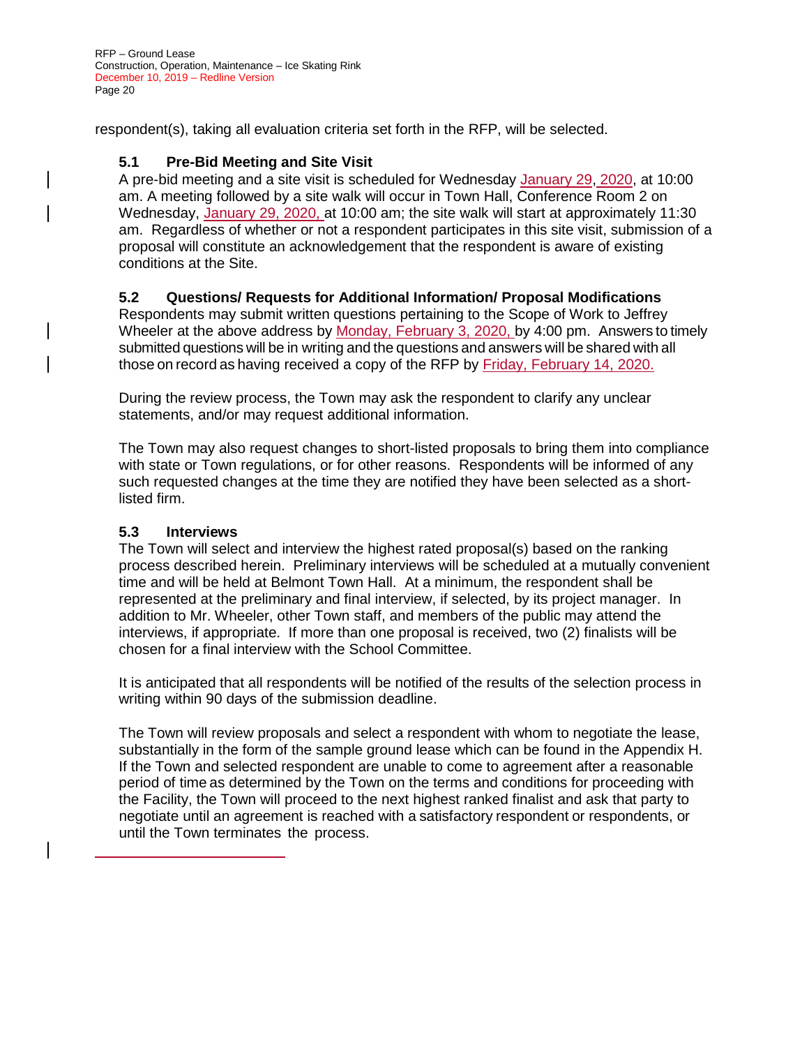respondent(s), taking all evaluation criteria set forth in the RFP, will be selected.

### 5.1 Pre-Bid Meeting and Site Visit

A pre-bid meeting and a site visit is scheduled for Wednesday January 29, 2020, at 10:00 am. A meeting followed by a site walk will occur in Town Hall, Conference Room 2 on Wednesday, January 29, 2020, at 10:00 am; the site walk will start at approximately 11:30 am. Regardless of whether or not a respondent participates in this site visit, submission of a proposal will constitute an acknowledgement that the respondent is aware of existing conditions at the Site.

### 5.2 Questions/ Requests for Additional Information/ Proposal Modifications

Respondents may submit written questions pertaining to the Scope of Work to Jeffrey Wheeler at the above address by Monday, February 3, 2020, by 4:00 pm. Answers to timely submitted questions will be in writing and the questions and answers will be shared with all those on record as having received a copy of the RFP by Friday, February 14, 2020.

During the review process, the Town may ask the respondent to clarify any unclear statements, and/or may request additional information.

The Town may also request changes to short-listed proposals to bring them into compliance with state or Town regulations, or for other reasons. Respondents will be informed of any such requested changes at the time they are notified they have been selected as a short-listed firm.

### 5.3 Interviews

The Town will select and interview the highest rated proposal(s) based on the ranking process described herein. Preliminary interviews will be scheduled at a mutually convenient time and will be held at Belmont Town Hall. At a minimum, the respondent shall be represented at the preliminary and final interview, if selected, by its project manager. In addition to Mr. Wheeler, other Town staff, and members of the public may attend the interviews, if appropriate. If more than one proposal is received, two (2) finalists will be chosen for a final interview with the School Committee.

It is anticipated that all respondents will be notified of the results of the selection process in writing within 90 days of the submission deadline.

The Town will review proposals and select a respondent with whom to negotiate the lease, substantially in the form of the sample ground lease which can be found in the Appendix H. If the Town and selected respondent are unable to come to agreement after a reasonable period of time as determined by the Town on the terms and conditions for proceeding with the Facility, the Town will proceed to the next highest ranked finalist and ask that party to negotiate until an agreement is reached with a satisfactory respondent or respondents, or until the Town terminates the process.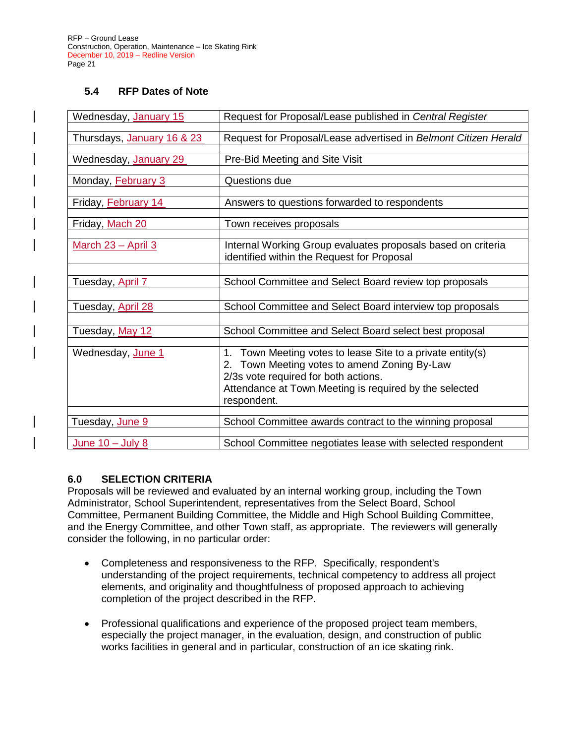### 5.4 RFP Dates of Note

| | |
|---|---|
| Wednesday, January 15 | Request for Proposal/Lease published in *Central Register* |
| Thursdays, January 16 & 23 | Request for Proposal/Lease advertised in *Belmont Citizen Herald* |
| Wednesday, January 29 | Pre-Bid Meeting and Site Visit |
| Monday, February 3 | Questions due |
| Friday, February 14 | Answers to questions forwarded to respondents |
| Friday, Mach 20 | Town receives proposals |
| March 23 – April 3 | Internal Working Group evaluates proposals based on criteria identified within the Request for Proposal |
| Tuesday, April 7 | School Committee and Select Board review top proposals |
| Tuesday, April 28 | School Committee and Select Board interview top proposals |
| Tuesday, May 12 | School Committee and Select Board select best proposal |
| Wednesday, June 1 | 1. Town Meeting votes to lease Site to a private entity(s)<br>2. Town Meeting votes to amend Zoning By-Law<br>2/3s vote required for both actions.<br>Attendance at Town Meeting is required by the selected respondent. |
| Tuesday, June 9 | School Committee awards contract to the winning proposal |
| June 10 – July 8 | School Committee negotiates lease with selected respondent |

## 6.0 SELECTION CRITERIA

Proposals will be reviewed and evaluated by an internal working group, including the Town Administrator, School Superintendent, representatives from the Select Board, School Committee, Permanent Building Committee, the Middle and High School Building Committee, and the Energy Committee, and other Town staff, as appropriate. The reviewers will generally consider the following, in no particular order:

- Completeness and responsiveness to the RFP. Specifically, respondent's understanding of the project requirements, technical competency to address all project elements, and originality and thoughtfulness of proposed approach to achieving completion of the project described in the RFP.
- Professional qualifications and experience of the proposed project team members, especially the project manager, in the evaluation, design, and construction of public works facilities in general and in particular, construction of an ice skating rink.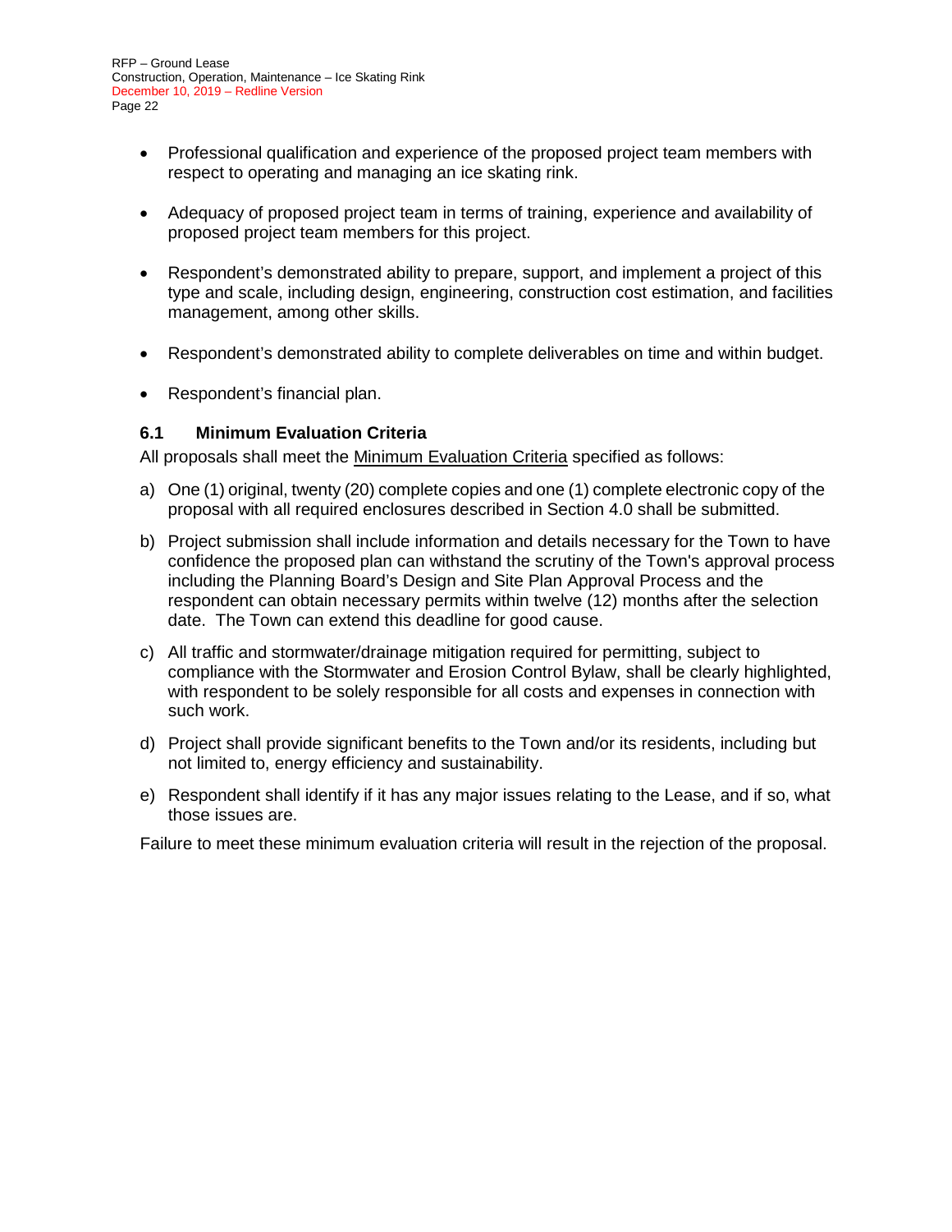- Professional qualification and experience of the proposed project team members with respect to operating and managing an ice skating rink.

- Adequacy of proposed project team in terms of training, experience and availability of proposed project team members for this project.

- Respondent's demonstrated ability to prepare, support, and implement a project of this type and scale, including design, engineering, construction cost estimation, and facilities management, among other skills.

- Respondent's demonstrated ability to complete deliverables on time and within budget.

- Respondent's financial plan.

### 6.1 Minimum Evaluation Criteria

All proposals shall meet the Minimum Evaluation Criteria specified as follows:

a) One (1) original, twenty (20) complete copies and one (1) complete electronic copy of the proposal with all required enclosures described in Section 4.0 shall be submitted.

b) Project submission shall include information and details necessary for the Town to have confidence the proposed plan can withstand the scrutiny of the Town's approval process including the Planning Board's Design and Site Plan Approval Process and the respondent can obtain necessary permits within twelve (12) months after the selection date. The Town can extend this deadline for good cause.

c) All traffic and stormwater/drainage mitigation required for permitting, subject to compliance with the Stormwater and Erosion Control Bylaw, shall be clearly highlighted, with respondent to be solely responsible for all costs and expenses in connection with such work.

d) Project shall provide significant benefits to the Town and/or its residents, including but not limited to, energy efficiency and sustainability.

e) Respondent shall identify if it has any major issues relating to the Lease, and if so, what those issues are.

Failure to meet these minimum evaluation criteria will result in the rejection of the proposal.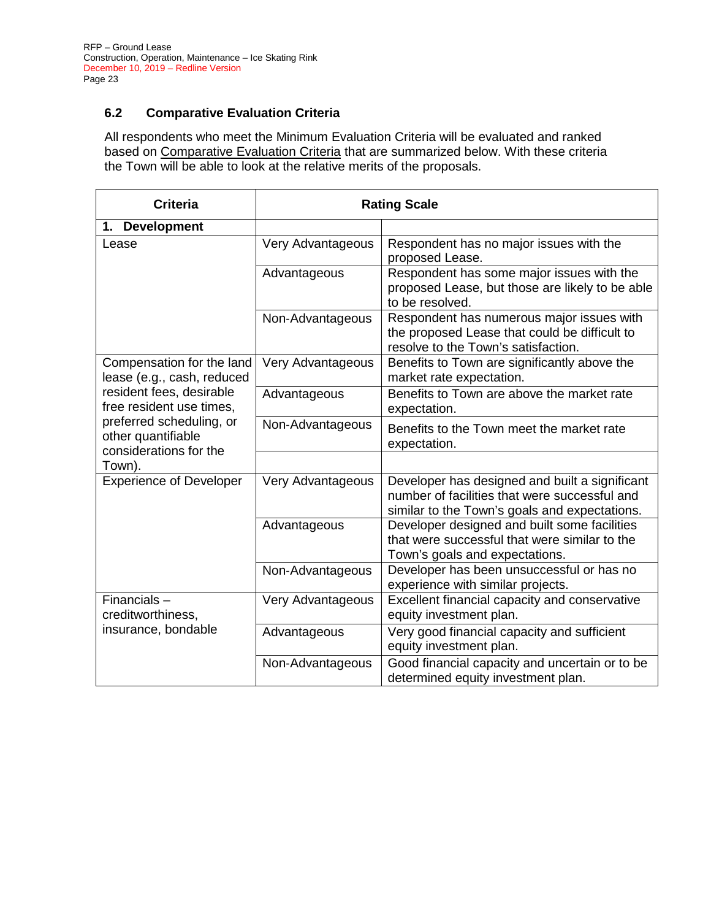### 6.2 Comparative Evaluation Criteria

All respondents who meet the Minimum Evaluation Criteria will be evaluated and ranked based on Comparative Evaluation Criteria that are summarized below. With these criteria the Town will be able to look at the relative merits of the proposals.

| Criteria | Rating Scale | |
|---|---|---|
| **1. Development** | | |
| Lease | Very Advantageous | Respondent has no major issues with the proposed Lease. |
| | Advantageous | Respondent has some major issues with the proposed Lease, but those are likely to be able to be resolved. |
| | Non-Advantageous | Respondent has numerous major issues with the proposed Lease that could be difficult to resolve to the Town's satisfaction. |
| Compensation for the land lease (e.g., cash, reduced resident fees, desirable free resident use times, preferred scheduling, or other quantifiable considerations for the Town). | Very Advantageous | Benefits to Town are significantly above the market rate expectation. |
| | Advantageous | Benefits to Town are above the market rate expectation. |
| | Non-Advantageous | Benefits to the Town meet the market rate expectation. |
| | | |
| Experience of Developer | Very Advantageous | Developer has designed and built a significant number of facilities that were successful and similar to the Town's goals and expectations. |
| | Advantageous | Developer designed and built some facilities that were successful that were similar to the Town's goals and expectations. |
| | Non-Advantageous | Developer has been unsuccessful or has no experience with similar projects. |
| Financials – creditworthiness, insurance, bondable | Very Advantageous | Excellent financial capacity and conservative equity investment plan. |
| | Advantageous | Very good financial capacity and sufficient equity investment plan. |
| | Non-Advantageous | Good financial capacity and uncertain or to be determined equity investment plan. |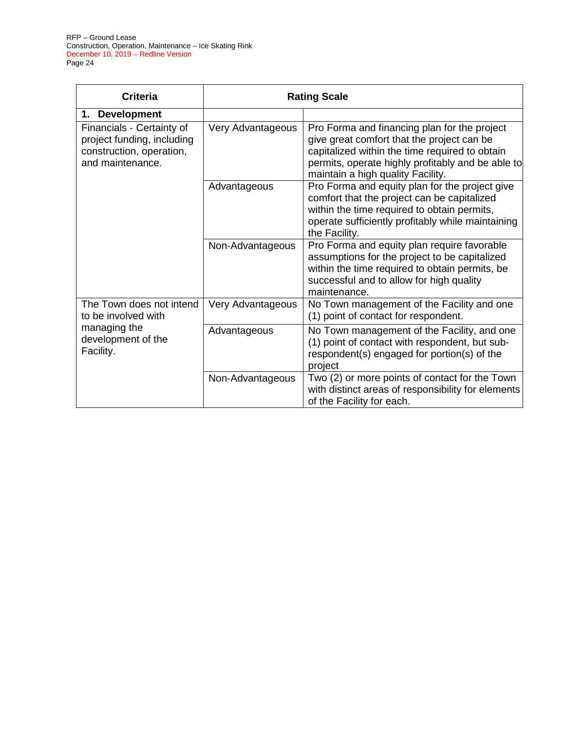| Criteria | Rating Scale | |
|---|---|---|
| **1. Development** | | |
| Financials - Certainty of project funding, including construction, operation, and maintenance. | Very Advantageous | Pro Forma and financing plan for the project give great comfort that the project can be capitalized within the time required to obtain permits, operate highly profitably and be able to maintain a high quality Facility. |
| | Advantageous | Pro Forma and equity plan for the project give comfort that the project can be capitalized within the time required to obtain permits, operate sufficiently profitably while maintaining the Facility. |
| | Non-Advantageous | Pro Forma and equity plan require favorable assumptions for the project to be capitalized within the time required to obtain permits, be successful and to allow for high quality maintenance. |
| The Town does not intend to be involved with managing the development of the Facility. | Very Advantageous | No Town management of the Facility and one (1) point of contact for respondent. |
| | Advantageous | No Town management of the Facility, and one (1) point of contact with respondent, but sub-respondent(s) engaged for portion(s) of the project |
| | Non-Advantageous | Two (2) or more points of contact for the Town with distinct areas of responsibility for elements of the Facility for each. |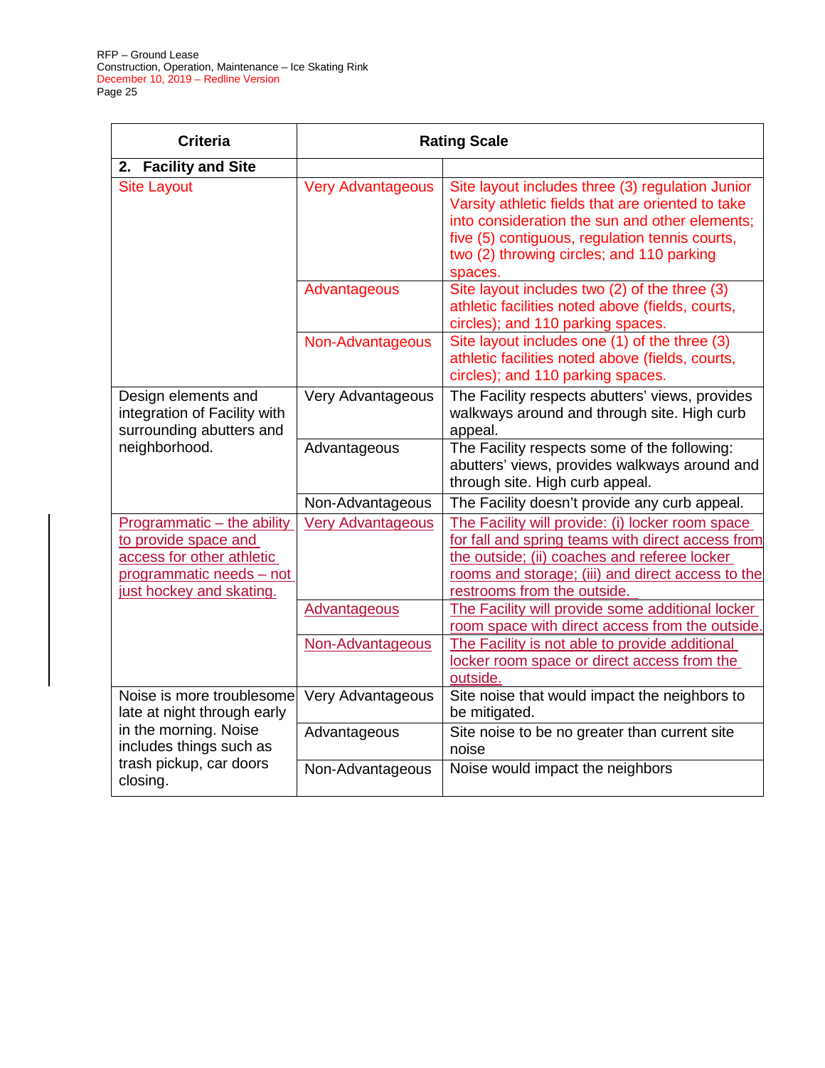| Criteria | Rating Scale | |
|---|---|---|
| **2. Facility and Site** | | |
| Site Layout | Very Advantageous | Site layout includes three (3) regulation Junior Varsity athletic fields that are oriented to take into consideration the sun and other elements; five (5) contiguous, regulation tennis courts, two (2) throwing circles; and 110 parking spaces. |
| | Advantageous | Site layout includes two (2) of the three (3) athletic facilities noted above (fields, courts, circles); and 110 parking spaces. |
| | Non-Advantageous | Site layout includes one (1) of the three (3) athletic facilities noted above (fields, courts, circles); and 110 parking spaces. |
| Design elements and integration of Facility with surrounding abutters and neighborhood. | Very Advantageous | The Facility respects abutters' views, provides walkways around and through site. High curb appeal. |
| | Advantageous | The Facility respects some of the following: abutters' views, provides walkways around and through site. High curb appeal. |
| | Non-Advantageous | The Facility doesn't provide any curb appeal. |
| Programmatic – the ability to provide space and access for other athletic programmatic needs – not just hockey and skating. | Very Advantageous | The Facility will provide: (i) locker room space for fall and spring teams with direct access from the outside; (ii) coaches and referee locker rooms and storage; (iii) and direct access to the restrooms from the outside. |
| | Advantageous | The Facility will provide some additional locker room space with direct access from the outside. |
| | Non-Advantageous | The Facility is not able to provide additional locker room space or direct access from the outside. |
| Noise is more troublesome late at night through early in the morning. Noise includes things such as trash pickup, car doors closing. | Very Advantageous | Site noise that would impact the neighbors to be mitigated. |
| | Advantageous | Site noise to be no greater than current site noise |
| | Non-Advantageous | Noise would impact the neighbors |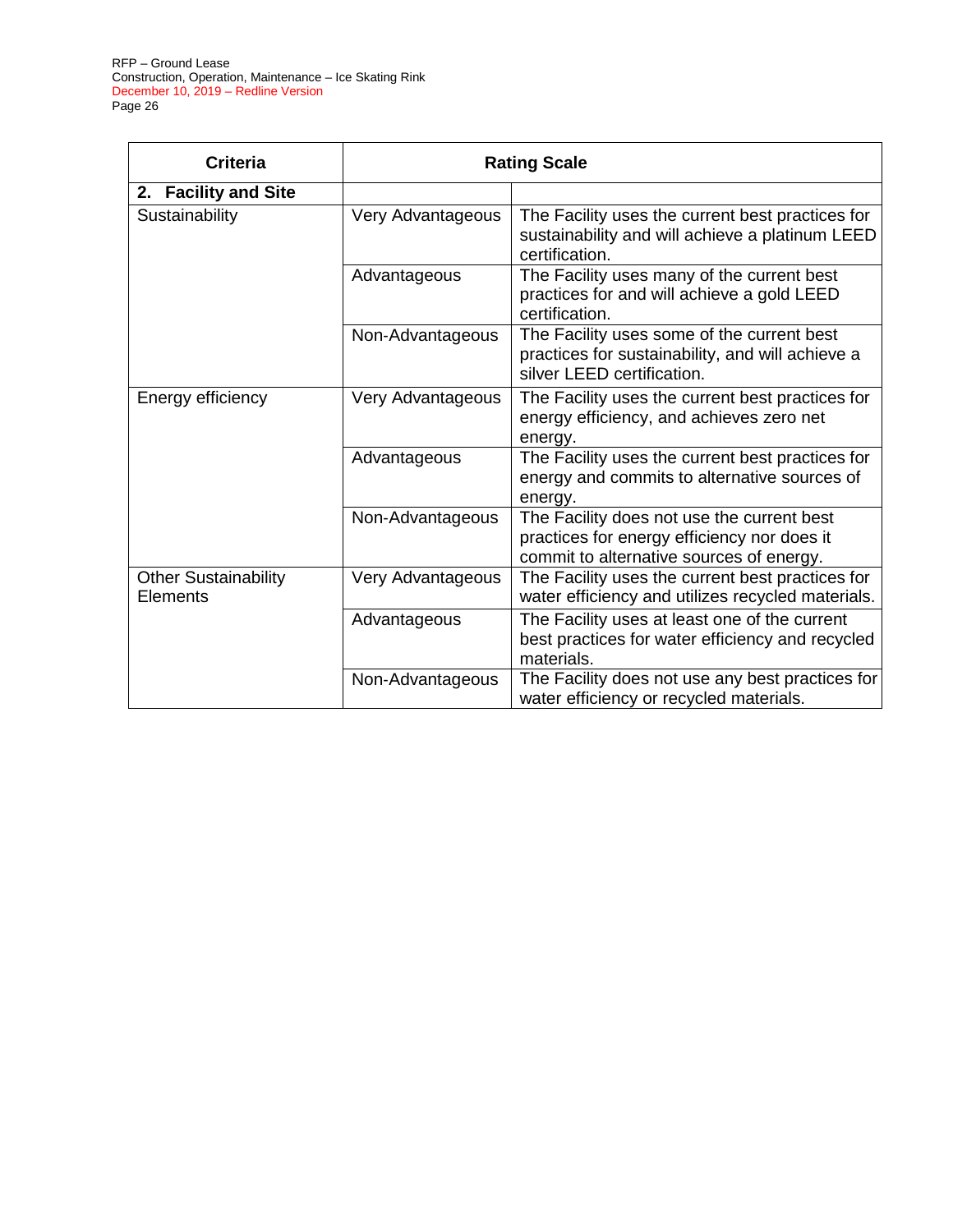| Criteria | Rating Scale | |
|---|---|---|
| **2. Facility and Site** | | |
| Sustainability | Very Advantageous | The Facility uses the current best practices for sustainability and will achieve a platinum LEED certification. |
| | Advantageous | The Facility uses many of the current best practices for and will achieve a gold LEED certification. |
| | Non-Advantageous | The Facility uses some of the current best practices for sustainability, and will achieve a silver LEED certification. |
| Energy efficiency | Very Advantageous | The Facility uses the current best practices for energy efficiency, and achieves zero net energy. |
| | Advantageous | The Facility uses the current best practices for energy and commits to alternative sources of energy. |
| | Non-Advantageous | The Facility does not use the current best practices for energy efficiency nor does it commit to alternative sources of energy. |
| Other Sustainability Elements | Very Advantageous | The Facility uses the current best practices for water efficiency and utilizes recycled materials. |
| | Advantageous | The Facility uses at least one of the current best practices for water efficiency and recycled materials. |
| | Non-Advantageous | The Facility does not use any best practices for water efficiency or recycled materials. |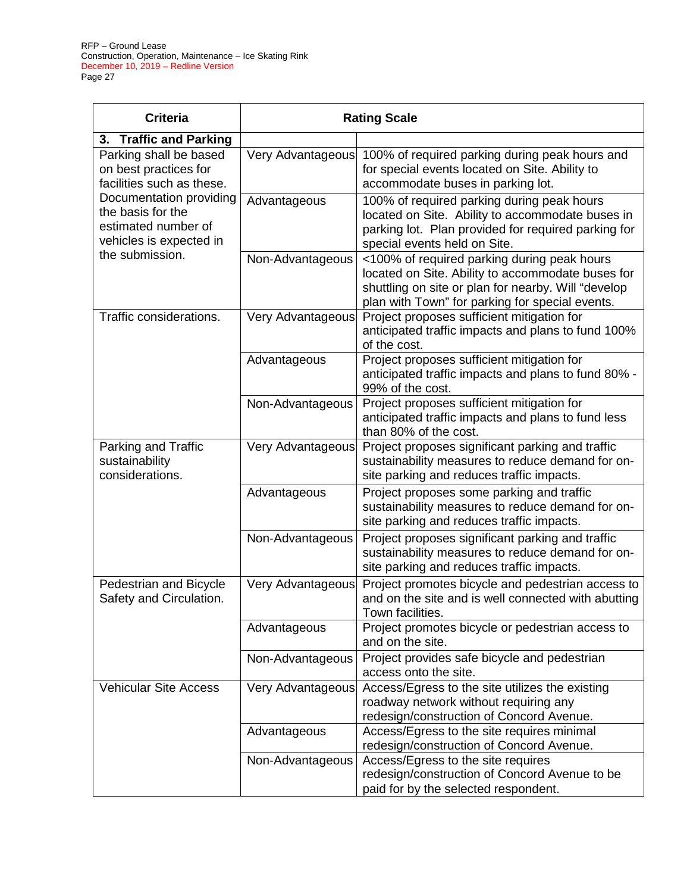| Criteria | Rating Scale | |
|---|---|---|
| **3. Traffic and Parking** | | |
| Parking shall be based on best practices for facilities such as these. Documentation providing the basis for the estimated number of vehicles is expected in the submission. | Very Advantageous | 100% of required parking during peak hours and for special events located on Site. Ability to accommodate buses in parking lot. |
| | Advantageous | 100% of required parking during peak hours located on Site. Ability to accommodate buses in parking lot. Plan provided for required parking for special events held on Site. |
| | Non-Advantageous | <100% of required parking during peak hours located on Site. Ability to accommodate buses for shuttling on site or plan for nearby. Will "develop plan with Town" for parking for special events. |
| Traffic considerations. | Very Advantageous | Project proposes sufficient mitigation for anticipated traffic impacts and plans to fund 100% of the cost. |
| | Advantageous | Project proposes sufficient mitigation for anticipated traffic impacts and plans to fund 80% - 99% of the cost. |
| | Non-Advantageous | Project proposes sufficient mitigation for anticipated traffic impacts and plans to fund less than 80% of the cost. |
| Parking and Traffic sustainability considerations. | Very Advantageous | Project proposes significant parking and traffic sustainability measures to reduce demand for on-site parking and reduces traffic impacts. |
| | Advantageous | Project proposes some parking and traffic sustainability measures to reduce demand for on-site parking and reduces traffic impacts. |
| | Non-Advantageous | Project proposes significant parking and traffic sustainability measures to reduce demand for on-site parking and reduces traffic impacts. |
| Pedestrian and Bicycle Safety and Circulation. | Very Advantageous | Project promotes bicycle and pedestrian access to and on the site and is well connected with abutting Town facilities. |
| | Advantageous | Project promotes bicycle or pedestrian access to and on the site. |
| | Non-Advantageous | Project provides safe bicycle and pedestrian access onto the site. |
| Vehicular Site Access | Very Advantageous | Access/Egress to the site utilizes the existing roadway network without requiring any redesign/construction of Concord Avenue. |
| | Advantageous | Access/Egress to the site requires minimal redesign/construction of Concord Avenue. |
| | Non-Advantageous | Access/Egress to the site requires redesign/construction of Concord Avenue to be paid for by the selected respondent. |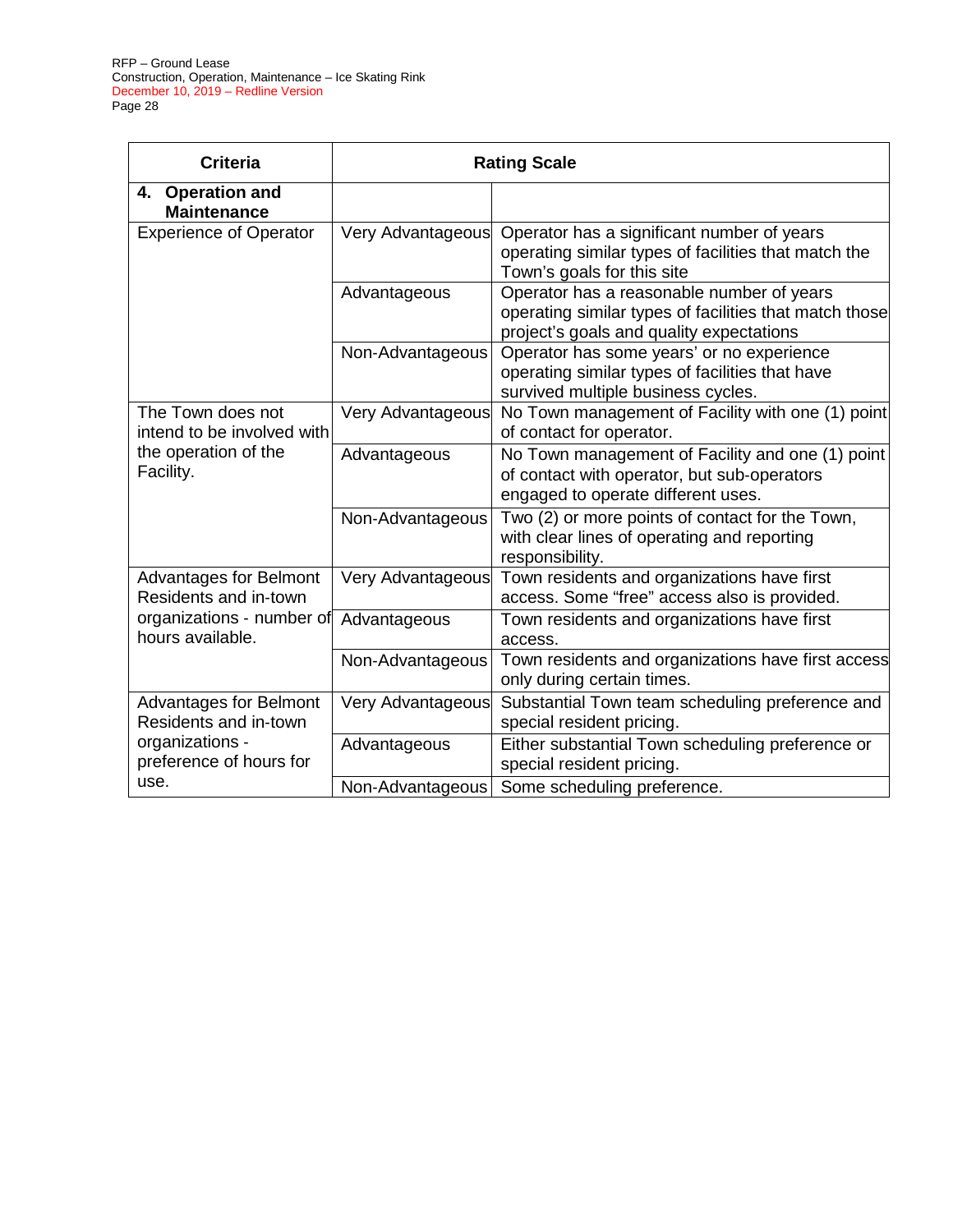| Criteria | Rating Scale | |
|---|---|---|
| **4. Operation and Maintenance** | | |
| Experience of Operator | Very Advantageous | Operator has a significant number of years operating similar types of facilities that match the Town's goals for this site |
| | Advantageous | Operator has a reasonable number of years operating similar types of facilities that match those project's goals and quality expectations |
| | Non-Advantageous | Operator has some years' or no experience operating similar types of facilities that have survived multiple business cycles. |
| The Town does not intend to be involved with the operation of the Facility. | Very Advantageous | No Town management of Facility with one (1) point of contact for operator. |
| | Advantageous | No Town management of Facility and one (1) point of contact with operator, but sub-operators engaged to operate different uses. |
| | Non-Advantageous | Two (2) or more points of contact for the Town, with clear lines of operating and reporting responsibility. |
| Advantages for Belmont Residents and in-town organizations - number of hours available. | Very Advantageous | Town residents and organizations have first access. Some "free" access also is provided. |
| | Advantageous | Town residents and organizations have first access. |
| | Non-Advantageous | Town residents and organizations have first access only during certain times. |
| Advantages for Belmont Residents and in-town organizations - preference of hours for use. | Very Advantageous | Substantial Town team scheduling preference and special resident pricing. |
| | Advantageous | Either substantial Town scheduling preference or special resident pricing. |
| | Non-Advantageous | Some scheduling preference. |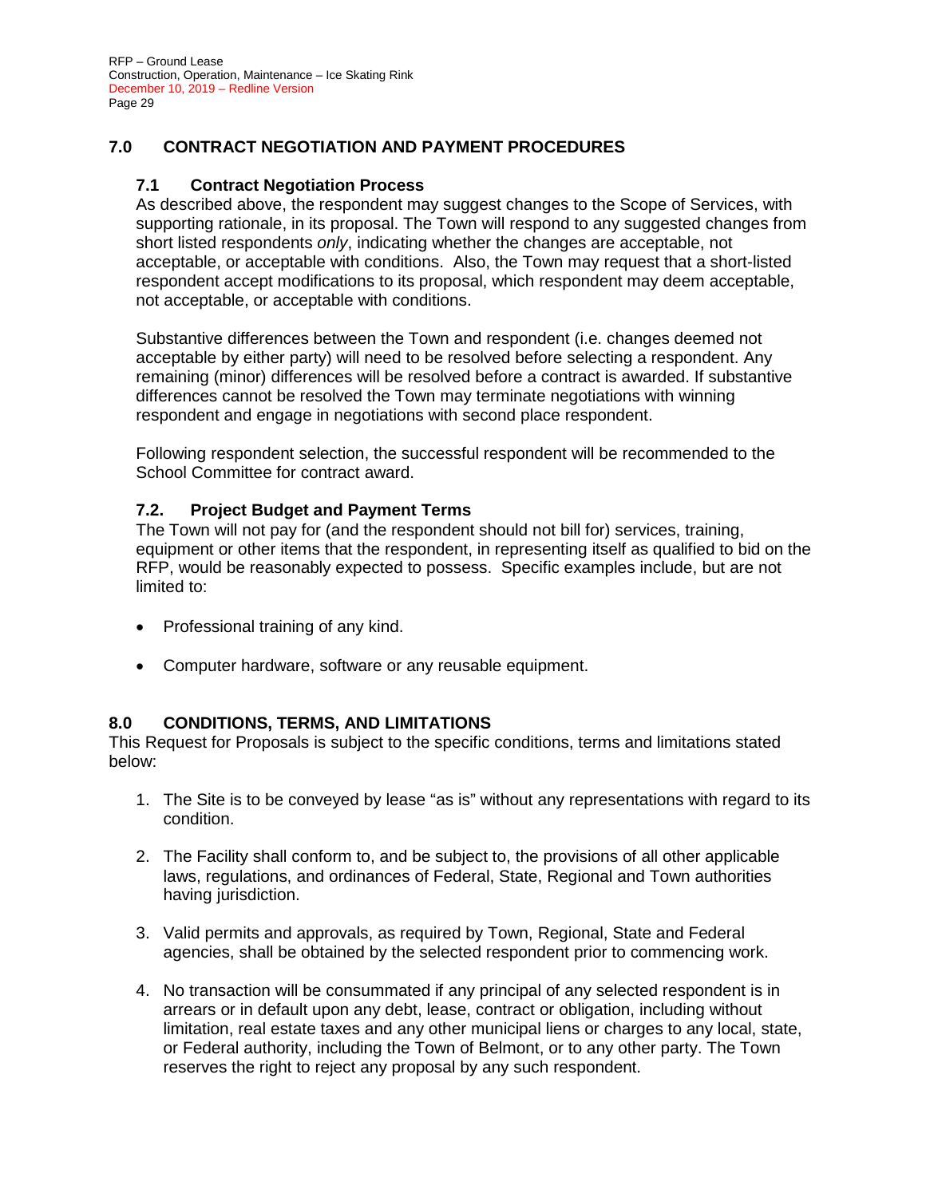## 7.0 CONTRACT NEGOTIATION AND PAYMENT PROCEDURES

### 7.1 Contract Negotiation Process

As described above, the respondent may suggest changes to the Scope of Services, with supporting rationale, in its proposal. The Town will respond to any suggested changes from short listed respondents *only*, indicating whether the changes are acceptable, not acceptable, or acceptable with conditions. Also, the Town may request that a short-listed respondent accept modifications to its proposal, which respondent may deem acceptable, not acceptable, or acceptable with conditions.

Substantive differences between the Town and respondent (i.e. changes deemed not acceptable by either party) will need to be resolved before selecting a respondent. Any remaining (minor) differences will be resolved before a contract is awarded. If substantive differences cannot be resolved the Town may terminate negotiations with winning respondent and engage in negotiations with second place respondent.

Following respondent selection, the successful respondent will be recommended to the School Committee for contract award.

### 7.2. Project Budget and Payment Terms

The Town will not pay for (and the respondent should not bill for) services, training, equipment or other items that the respondent, in representing itself as qualified to bid on the RFP, would be reasonably expected to possess. Specific examples include, but are not limited to:

- Professional training of any kind.
- Computer hardware, software or any reusable equipment.

## 8.0 CONDITIONS, TERMS, AND LIMITATIONS

This Request for Proposals is subject to the specific conditions, terms and limitations stated below:

1. The Site is to be conveyed by lease "as is" without any representations with regard to its condition.
2. The Facility shall conform to, and be subject to, the provisions of all other applicable laws, regulations, and ordinances of Federal, State, Regional and Town authorities having jurisdiction.
3. Valid permits and approvals, as required by Town, Regional, State and Federal agencies, shall be obtained by the selected respondent prior to commencing work.
4. No transaction will be consummated if any principal of any selected respondent is in arrears or in default upon any debt, lease, contract or obligation, including without limitation, real estate taxes and any other municipal liens or charges to any local, state, or Federal authority, including the Town of Belmont, or to any other party. The Town reserves the right to reject any proposal by any such respondent.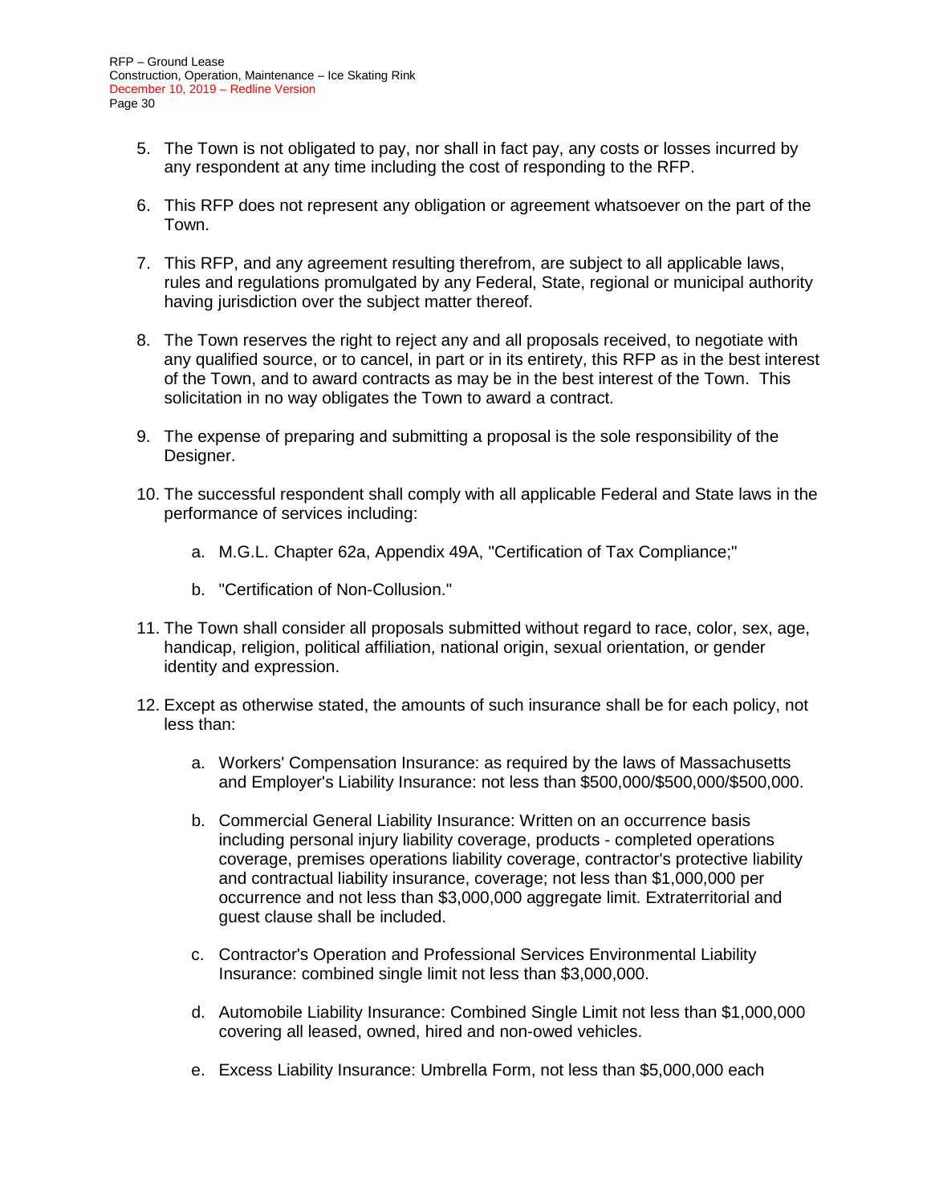5. The Town is not obligated to pay, nor shall in fact pay, any costs or losses incurred by any respondent at any time including the cost of responding to the RFP.

6. This RFP does not represent any obligation or agreement whatsoever on the part of the Town.

7. This RFP, and any agreement resulting therefrom, are subject to all applicable laws, rules and regulations promulgated by any Federal, State, regional or municipal authority having jurisdiction over the subject matter thereof.

8. The Town reserves the right to reject any and all proposals received, to negotiate with any qualified source, or to cancel, in part or in its entirety, this RFP as in the best interest of the Town, and to award contracts as may be in the best interest of the Town. This solicitation in no way obligates the Town to award a contract.

9. The expense of preparing and submitting a proposal is the sole responsibility of the Designer.

10. The successful respondent shall comply with all applicable Federal and State laws in the performance of services including:

    a. M.G.L. Chapter 62a, Appendix 49A, "Certification of Tax Compliance;"

    b. "Certification of Non-Collusion."

11. The Town shall consider all proposals submitted without regard to race, color, sex, age, handicap, religion, political affiliation, national origin, sexual orientation, or gender identity and expression.

12. Except as otherwise stated, the amounts of such insurance shall be for each policy, not less than:

    a. Workers' Compensation Insurance: as required by the laws of Massachusetts and Employer's Liability Insurance: not less than $500,000/$500,000/$500,000.

    b. Commercial General Liability Insurance: Written on an occurrence basis including personal injury liability coverage, products - completed operations coverage, premises operations liability coverage, contractor's protective liability and contractual liability insurance, coverage; not less than $1,000,000 per occurrence and not less than $3,000,000 aggregate limit. Extraterritorial and guest clause shall be included.

    c. Contractor's Operation and Professional Services Environmental Liability Insurance: combined single limit not less than $3,000,000.

    d. Automobile Liability Insurance: Combined Single Limit not less than $1,000,000 covering all leased, owned, hired and non-owed vehicles.

    e. Excess Liability Insurance: Umbrella Form, not less than $5,000,000 each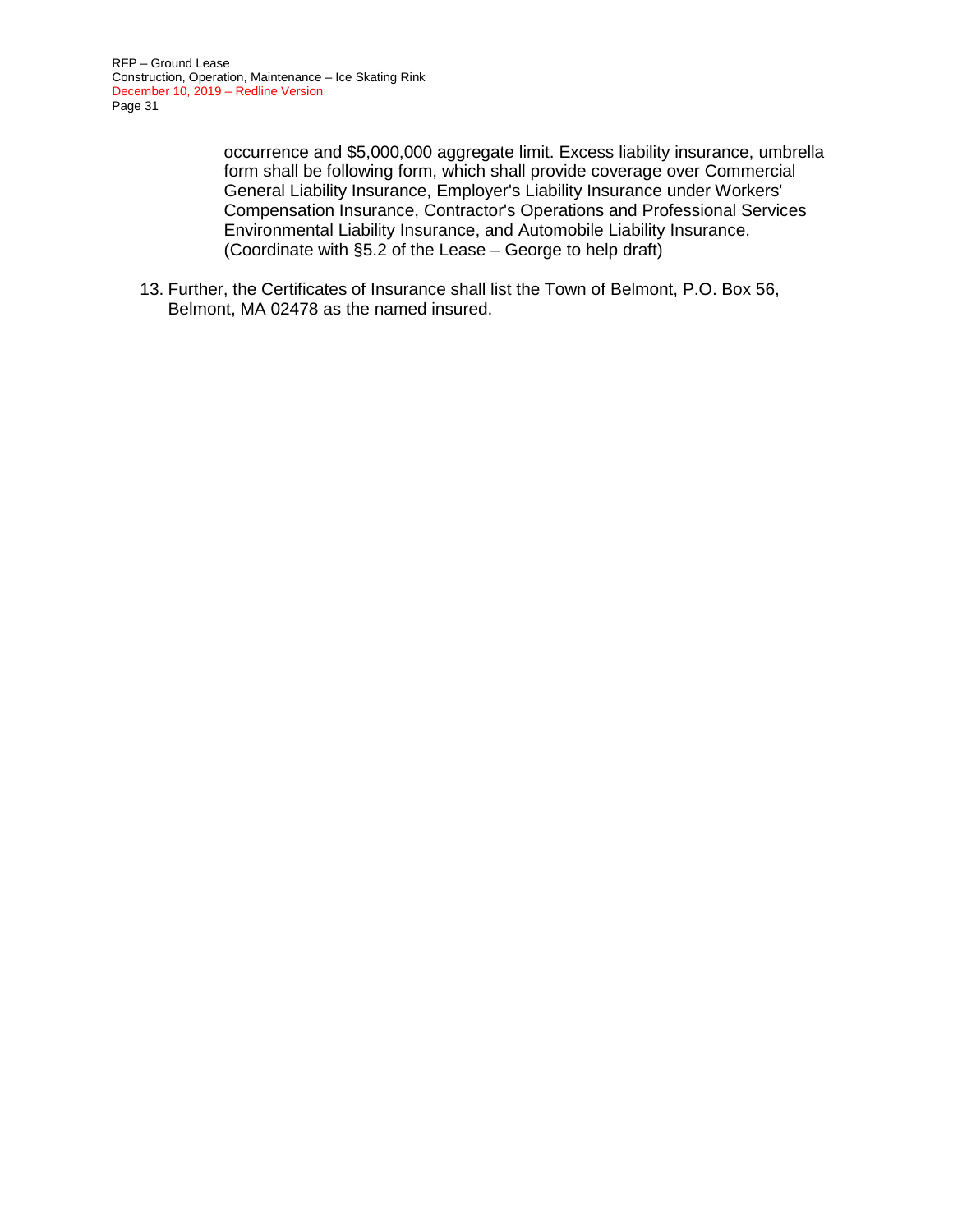occurrence and $5,000,000 aggregate limit. Excess liability insurance, umbrella form shall be following form, which shall provide coverage over Commercial General Liability Insurance, Employer's Liability Insurance under Workers' Compensation Insurance, Contractor's Operations and Professional Services Environmental Liability Insurance, and Automobile Liability Insurance. (Coordinate with §5.2 of the Lease – George to help draft)

13. Further, the Certificates of Insurance shall list the Town of Belmont, P.O. Box 56, Belmont, MA 02478 as the named insured.